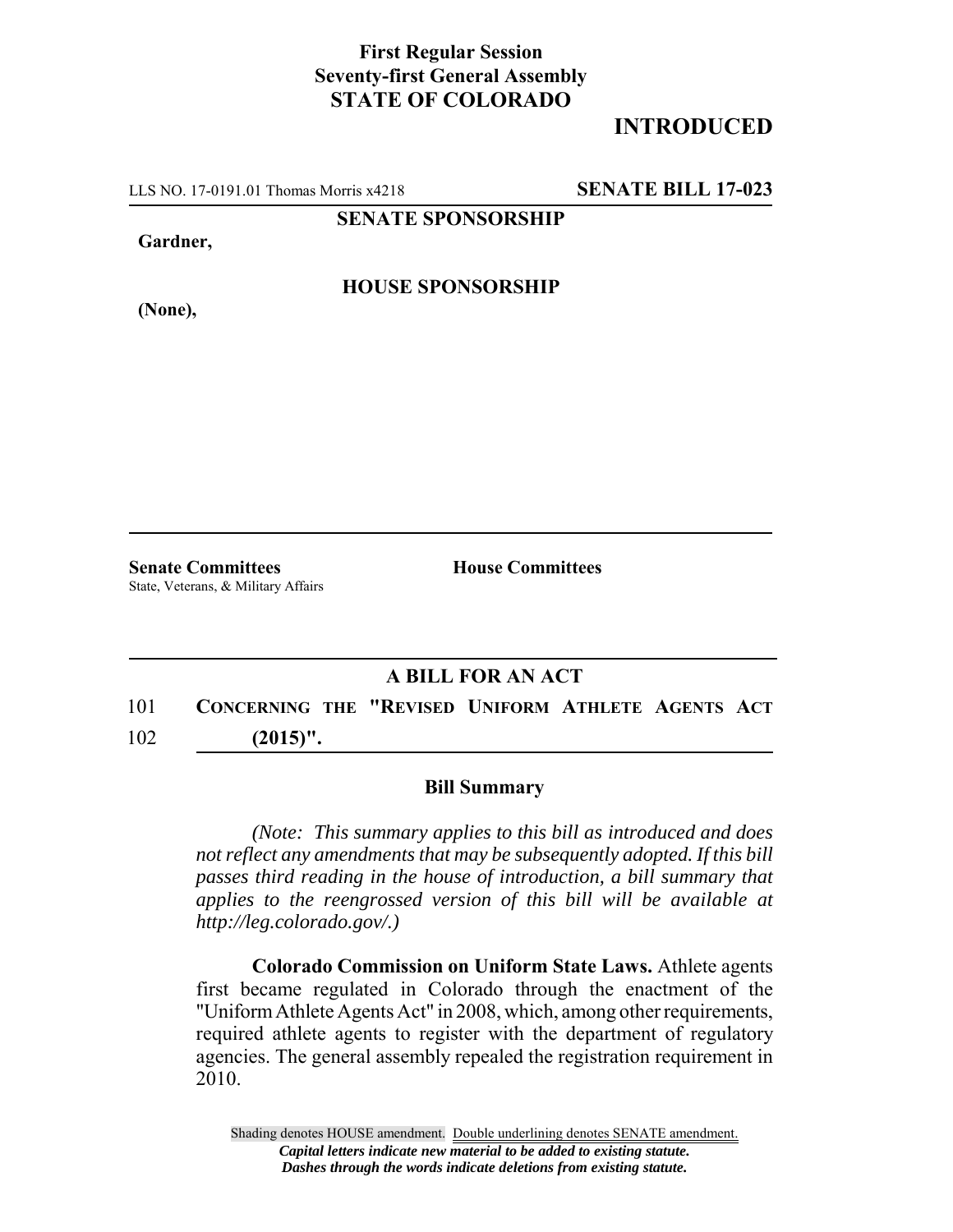**First Regular Session**
**Seventy-first General Assembly**
**STATE OF COLORADO**

# INTRODUCED

LLS NO. 17-0191.01 Thomas Morris x4218 **SENATE BILL 17-023**

**SENATE SPONSORSHIP**

**Gardner,**

**HOUSE SPONSORSHIP**

**(None),**

**Senate Committees**
State, Veterans, & Military Affairs

**House Committees**

## A BILL FOR AN ACT

101 **CONCERNING THE "REVISED UNIFORM ATHLETE AGENTS ACT**
102 **(2015)".**

### Bill Summary

*(Note: This summary applies to this bill as introduced and does not reflect any amendments that may be subsequently adopted. If this bill passes third reading in the house of introduction, a bill summary that applies to the reengrossed version of this bill will be available at http://leg.colorado.gov/.)*

**Colorado Commission on Uniform State Laws.** Athlete agents first became regulated in Colorado through the enactment of the "Uniform Athlete Agents Act" in 2008, which, among other requirements, required athlete agents to register with the department of regulatory agencies. The general assembly repealed the registration requirement in 2010.

Shading denotes HOUSE amendment. Double underlining denotes SENATE amendment.
*Capital letters indicate new material to be added to existing statute.*
*Dashes through the words indicate deletions from existing statute.*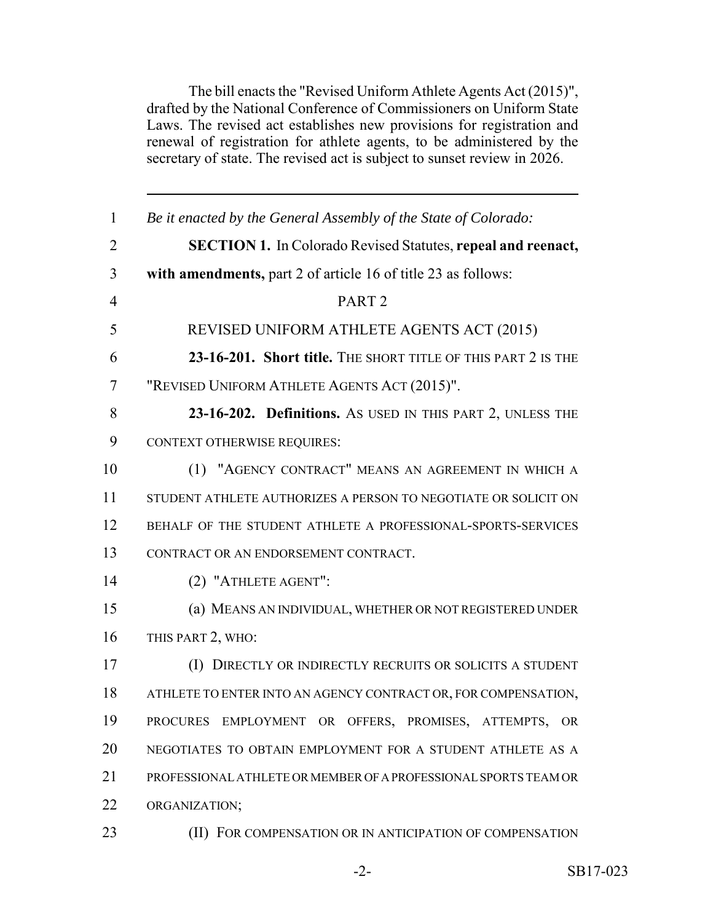The bill enacts the "Revised Uniform Athlete Agents Act (2015)", drafted by the National Conference of Commissioners on Uniform State Laws. The revised act establishes new provisions for registration and renewal of registration for athlete agents, to be administered by the secretary of state. The revised act is subject to sunset review in 2026.

---

*Be it enacted by the General Assembly of the State of Colorado:*

**SECTION 1.** In Colorado Revised Statutes, **repeal and reenact, with amendments,** part 2 of article 16 of title 23 as follows:

PART 2

REVISED UNIFORM ATHLETE AGENTS ACT (2015)

**23-16-201. Short title.** THE SHORT TITLE OF THIS PART 2 IS THE "REVISED UNIFORM ATHLETE AGENTS ACT (2015)".

**23-16-202. Definitions.** AS USED IN THIS PART 2, UNLESS THE CONTEXT OTHERWISE REQUIRES:

(1) "AGENCY CONTRACT" MEANS AN AGREEMENT IN WHICH A STUDENT ATHLETE AUTHORIZES A PERSON TO NEGOTIATE OR SOLICIT ON BEHALF OF THE STUDENT ATHLETE A PROFESSIONAL-SPORTS-SERVICES CONTRACT OR AN ENDORSEMENT CONTRACT.

(2) "ATHLETE AGENT":

(a) MEANS AN INDIVIDUAL, WHETHER OR NOT REGISTERED UNDER THIS PART 2, WHO:

(I) DIRECTLY OR INDIRECTLY RECRUITS OR SOLICITS A STUDENT ATHLETE TO ENTER INTO AN AGENCY CONTRACT OR, FOR COMPENSATION, PROCURES EMPLOYMENT OR OFFERS, PROMISES, ATTEMPTS, OR NEGOTIATES TO OBTAIN EMPLOYMENT FOR A STUDENT ATHLETE AS A PROFESSIONAL ATHLETE OR MEMBER OF A PROFESSIONAL SPORTS TEAM OR ORGANIZATION;

(II) FOR COMPENSATION OR IN ANTICIPATION OF COMPENSATION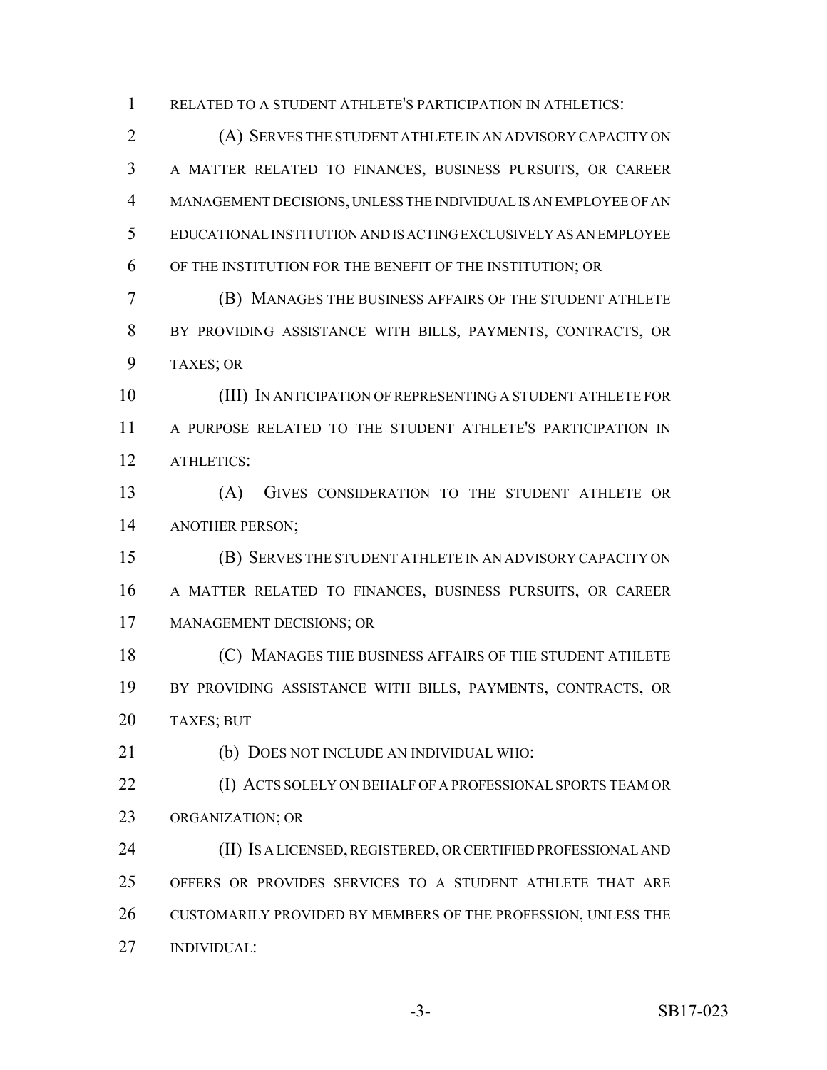RELATED TO A STUDENT ATHLETE'S PARTICIPATION IN ATHLETICS:

(A) SERVES THE STUDENT ATHLETE IN AN ADVISORY CAPACITY ON A MATTER RELATED TO FINANCES, BUSINESS PURSUITS, OR CAREER MANAGEMENT DECISIONS, UNLESS THE INDIVIDUAL IS AN EMPLOYEE OF AN EDUCATIONAL INSTITUTION AND IS ACTING EXCLUSIVELY AS AN EMPLOYEE OF THE INSTITUTION FOR THE BENEFIT OF THE INSTITUTION; OR

(B) MANAGES THE BUSINESS AFFAIRS OF THE STUDENT ATHLETE BY PROVIDING ASSISTANCE WITH BILLS, PAYMENTS, CONTRACTS, OR TAXES; OR

(III) IN ANTICIPATION OF REPRESENTING A STUDENT ATHLETE FOR A PURPOSE RELATED TO THE STUDENT ATHLETE'S PARTICIPATION IN ATHLETICS:

(A) GIVES CONSIDERATION TO THE STUDENT ATHLETE OR ANOTHER PERSON;

(B) SERVES THE STUDENT ATHLETE IN AN ADVISORY CAPACITY ON A MATTER RELATED TO FINANCES, BUSINESS PURSUITS, OR CAREER MANAGEMENT DECISIONS; OR

(C) MANAGES THE BUSINESS AFFAIRS OF THE STUDENT ATHLETE BY PROVIDING ASSISTANCE WITH BILLS, PAYMENTS, CONTRACTS, OR TAXES; BUT

(b) DOES NOT INCLUDE AN INDIVIDUAL WHO:

(I) ACTS SOLELY ON BEHALF OF A PROFESSIONAL SPORTS TEAM OR ORGANIZATION; OR

(II) IS A LICENSED, REGISTERED, OR CERTIFIED PROFESSIONAL AND OFFERS OR PROVIDES SERVICES TO A STUDENT ATHLETE THAT ARE CUSTOMARILY PROVIDED BY MEMBERS OF THE PROFESSION, UNLESS THE INDIVIDUAL: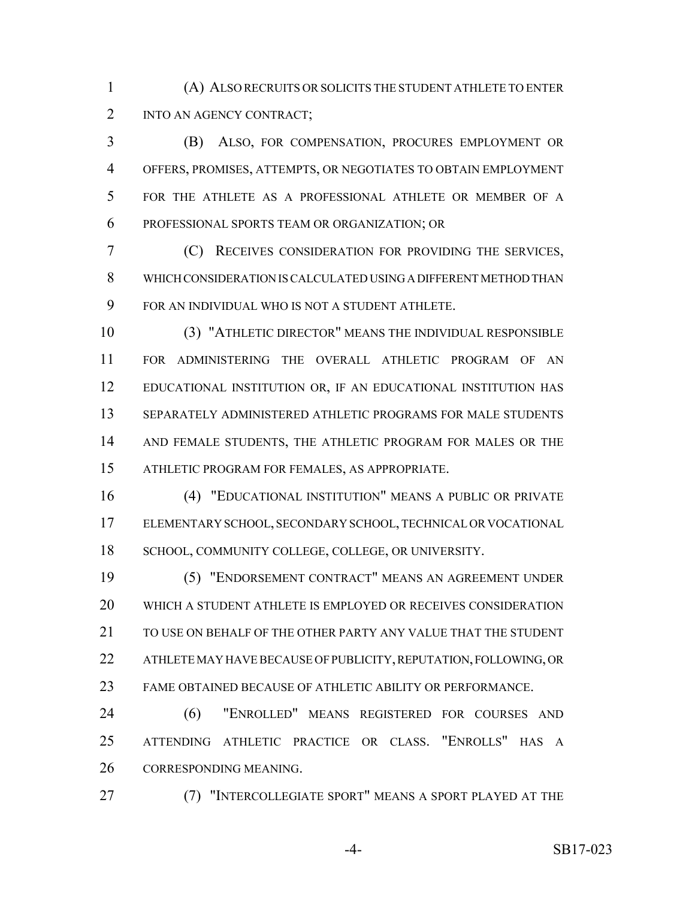(A) ALSO RECRUITS OR SOLICITS THE STUDENT ATHLETE TO ENTER INTO AN AGENCY CONTRACT;

(B) ALSO, FOR COMPENSATION, PROCURES EMPLOYMENT OR OFFERS, PROMISES, ATTEMPTS, OR NEGOTIATES TO OBTAIN EMPLOYMENT FOR THE ATHLETE AS A PROFESSIONAL ATHLETE OR MEMBER OF A PROFESSIONAL SPORTS TEAM OR ORGANIZATION; OR

(C) RECEIVES CONSIDERATION FOR PROVIDING THE SERVICES, WHICH CONSIDERATION IS CALCULATED USING A DIFFERENT METHOD THAN FOR AN INDIVIDUAL WHO IS NOT A STUDENT ATHLETE.

(3) "ATHLETIC DIRECTOR" MEANS THE INDIVIDUAL RESPONSIBLE FOR ADMINISTERING THE OVERALL ATHLETIC PROGRAM OF AN EDUCATIONAL INSTITUTION OR, IF AN EDUCATIONAL INSTITUTION HAS SEPARATELY ADMINISTERED ATHLETIC PROGRAMS FOR MALE STUDENTS AND FEMALE STUDENTS, THE ATHLETIC PROGRAM FOR MALES OR THE ATHLETIC PROGRAM FOR FEMALES, AS APPROPRIATE.

(4) "EDUCATIONAL INSTITUTION" MEANS A PUBLIC OR PRIVATE ELEMENTARY SCHOOL, SECONDARY SCHOOL, TECHNICAL OR VOCATIONAL SCHOOL, COMMUNITY COLLEGE, COLLEGE, OR UNIVERSITY.

(5) "ENDORSEMENT CONTRACT" MEANS AN AGREEMENT UNDER WHICH A STUDENT ATHLETE IS EMPLOYED OR RECEIVES CONSIDERATION TO USE ON BEHALF OF THE OTHER PARTY ANY VALUE THAT THE STUDENT ATHLETE MAY HAVE BECAUSE OF PUBLICITY, REPUTATION, FOLLOWING, OR FAME OBTAINED BECAUSE OF ATHLETIC ABILITY OR PERFORMANCE.

(6) "ENROLLED" MEANS REGISTERED FOR COURSES AND ATTENDING ATHLETIC PRACTICE OR CLASS. "ENROLLS" HAS A CORRESPONDING MEANING.

(7) "INTERCOLLEGIATE SPORT" MEANS A SPORT PLAYED AT THE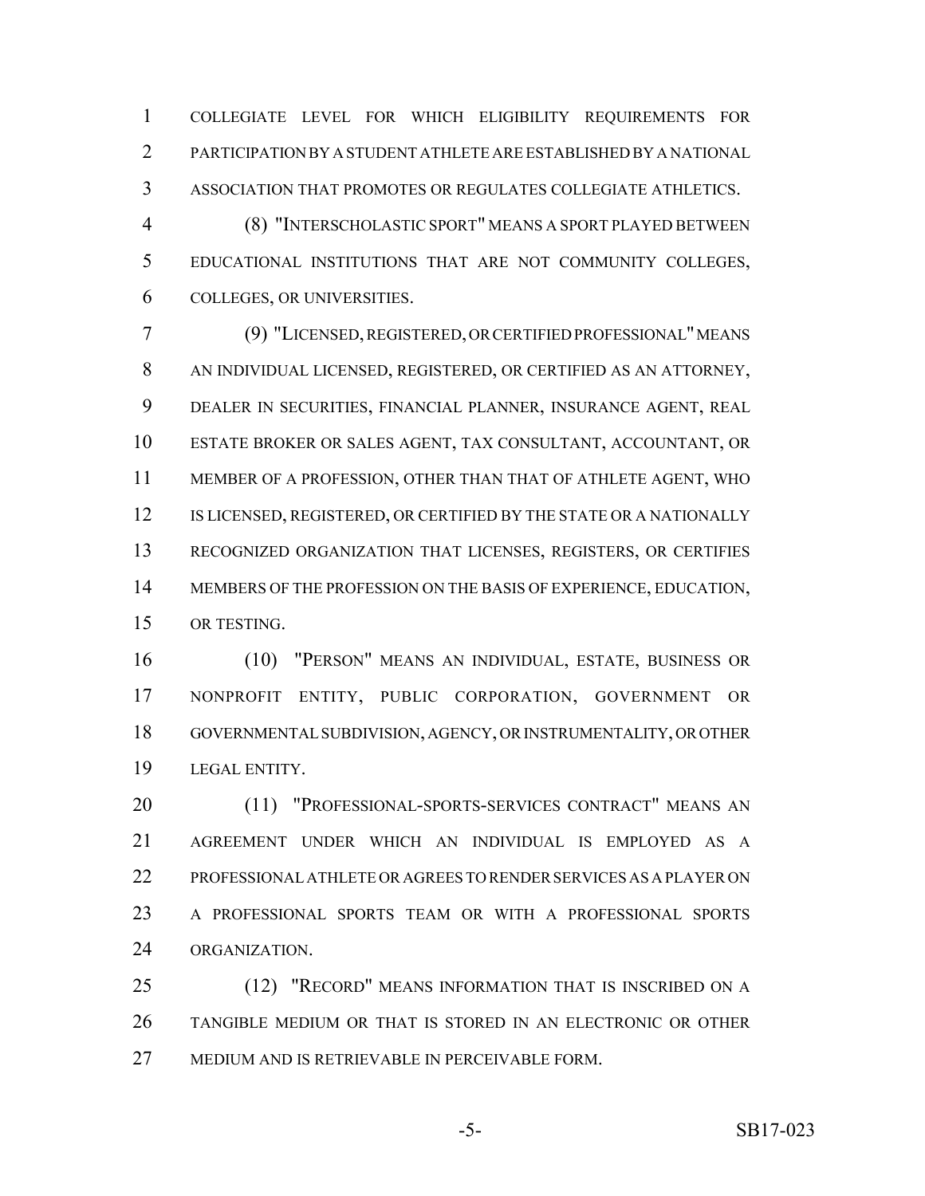COLLEGIATE LEVEL FOR WHICH ELIGIBILITY REQUIREMENTS FOR PARTICIPATION BY A STUDENT ATHLETE ARE ESTABLISHED BY A NATIONAL ASSOCIATION THAT PROMOTES OR REGULATES COLLEGIATE ATHLETICS.

(8) "INTERSCHOLASTIC SPORT" MEANS A SPORT PLAYED BETWEEN EDUCATIONAL INSTITUTIONS THAT ARE NOT COMMUNITY COLLEGES, COLLEGES, OR UNIVERSITIES.

(9) "LICENSED, REGISTERED, OR CERTIFIED PROFESSIONAL" MEANS AN INDIVIDUAL LICENSED, REGISTERED, OR CERTIFIED AS AN ATTORNEY, DEALER IN SECURITIES, FINANCIAL PLANNER, INSURANCE AGENT, REAL ESTATE BROKER OR SALES AGENT, TAX CONSULTANT, ACCOUNTANT, OR MEMBER OF A PROFESSION, OTHER THAN THAT OF ATHLETE AGENT, WHO IS LICENSED, REGISTERED, OR CERTIFIED BY THE STATE OR A NATIONALLY RECOGNIZED ORGANIZATION THAT LICENSES, REGISTERS, OR CERTIFIES MEMBERS OF THE PROFESSION ON THE BASIS OF EXPERIENCE, EDUCATION, OR TESTING.

(10) "PERSON" MEANS AN INDIVIDUAL, ESTATE, BUSINESS OR NONPROFIT ENTITY, PUBLIC CORPORATION, GOVERNMENT OR GOVERNMENTAL SUBDIVISION, AGENCY, OR INSTRUMENTALITY, OR OTHER LEGAL ENTITY.

(11) "PROFESSIONAL-SPORTS-SERVICES CONTRACT" MEANS AN AGREEMENT UNDER WHICH AN INDIVIDUAL IS EMPLOYED AS A PROFESSIONAL ATHLETE OR AGREES TO RENDER SERVICES AS A PLAYER ON A PROFESSIONAL SPORTS TEAM OR WITH A PROFESSIONAL SPORTS ORGANIZATION.

(12) "RECORD" MEANS INFORMATION THAT IS INSCRIBED ON A TANGIBLE MEDIUM OR THAT IS STORED IN AN ELECTRONIC OR OTHER MEDIUM AND IS RETRIEVABLE IN PERCEIVABLE FORM.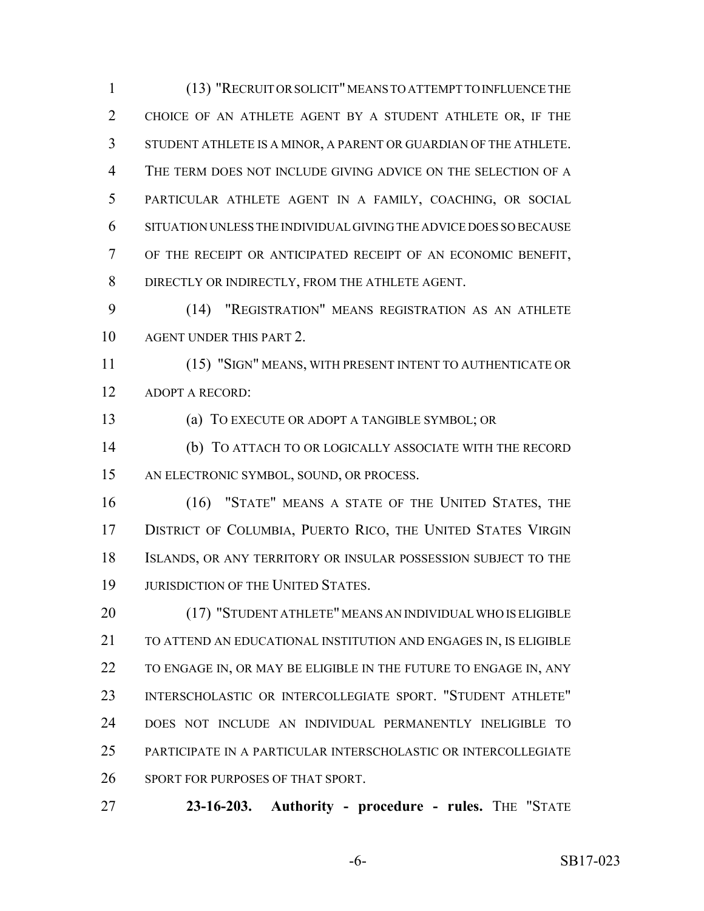(13) "RECRUIT OR SOLICIT" MEANS TO ATTEMPT TO INFLUENCE THE CHOICE OF AN ATHLETE AGENT BY A STUDENT ATHLETE OR, IF THE STUDENT ATHLETE IS A MINOR, A PARENT OR GUARDIAN OF THE ATHLETE. THE TERM DOES NOT INCLUDE GIVING ADVICE ON THE SELECTION OF A PARTICULAR ATHLETE AGENT IN A FAMILY, COACHING, OR SOCIAL SITUATION UNLESS THE INDIVIDUAL GIVING THE ADVICE DOES SO BECAUSE OF THE RECEIPT OR ANTICIPATED RECEIPT OF AN ECONOMIC BENEFIT, DIRECTLY OR INDIRECTLY, FROM THE ATHLETE AGENT.

(14) "REGISTRATION" MEANS REGISTRATION AS AN ATHLETE AGENT UNDER THIS PART 2.

(15) "SIGN" MEANS, WITH PRESENT INTENT TO AUTHENTICATE OR ADOPT A RECORD:

(a) TO EXECUTE OR ADOPT A TANGIBLE SYMBOL; OR

(b) TO ATTACH TO OR LOGICALLY ASSOCIATE WITH THE RECORD AN ELECTRONIC SYMBOL, SOUND, OR PROCESS.

(16) "STATE" MEANS A STATE OF THE UNITED STATES, THE DISTRICT OF COLUMBIA, PUERTO RICO, THE UNITED STATES VIRGIN ISLANDS, OR ANY TERRITORY OR INSULAR POSSESSION SUBJECT TO THE JURISDICTION OF THE UNITED STATES.

(17) "STUDENT ATHLETE" MEANS AN INDIVIDUAL WHO IS ELIGIBLE TO ATTEND AN EDUCATIONAL INSTITUTION AND ENGAGES IN, IS ELIGIBLE TO ENGAGE IN, OR MAY BE ELIGIBLE IN THE FUTURE TO ENGAGE IN, ANY INTERSCHOLASTIC OR INTERCOLLEGIATE SPORT. "STUDENT ATHLETE" DOES NOT INCLUDE AN INDIVIDUAL PERMANENTLY INELIGIBLE TO PARTICIPATE IN A PARTICULAR INTERSCHOLASTIC OR INTERCOLLEGIATE SPORT FOR PURPOSES OF THAT SPORT.

**23-16-203. Authority - procedure - rules.** THE "STATE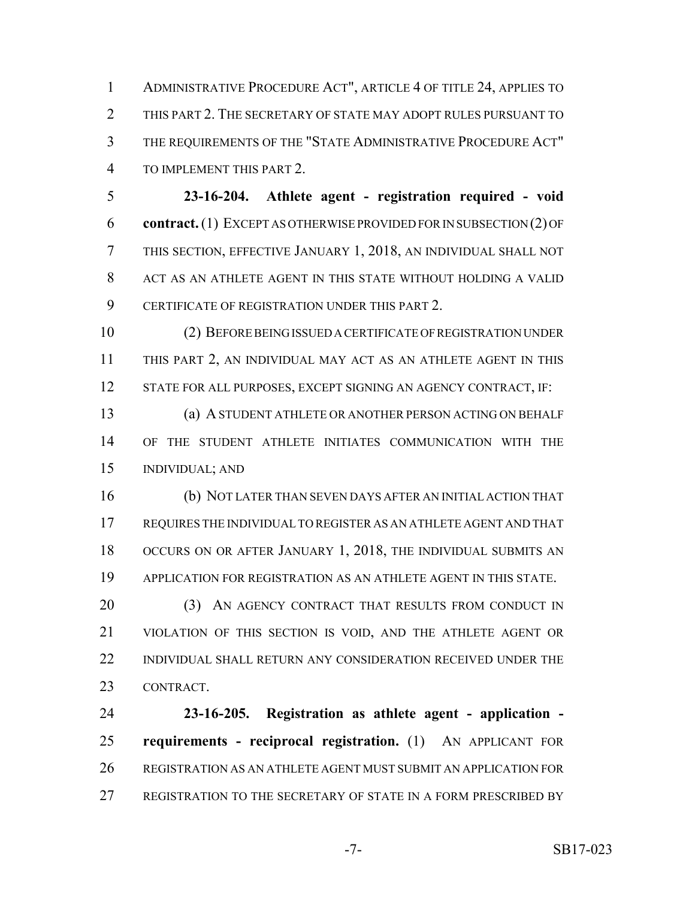ADMINISTRATIVE PROCEDURE ACT", ARTICLE 4 OF TITLE 24, APPLIES TO THIS PART 2. THE SECRETARY OF STATE MAY ADOPT RULES PURSUANT TO THE REQUIREMENTS OF THE "STATE ADMINISTRATIVE PROCEDURE ACT" TO IMPLEMENT THIS PART 2.

**23-16-204. Athlete agent - registration required - void contract.** (1) EXCEPT AS OTHERWISE PROVIDED FOR IN SUBSECTION (2) OF THIS SECTION, EFFECTIVE JANUARY 1, 2018, AN INDIVIDUAL SHALL NOT ACT AS AN ATHLETE AGENT IN THIS STATE WITHOUT HOLDING A VALID CERTIFICATE OF REGISTRATION UNDER THIS PART 2.

(2) BEFORE BEING ISSUED A CERTIFICATE OF REGISTRATION UNDER THIS PART 2, AN INDIVIDUAL MAY ACT AS AN ATHLETE AGENT IN THIS STATE FOR ALL PURPOSES, EXCEPT SIGNING AN AGENCY CONTRACT, IF:

(a) A STUDENT ATHLETE OR ANOTHER PERSON ACTING ON BEHALF OF THE STUDENT ATHLETE INITIATES COMMUNICATION WITH THE INDIVIDUAL; AND

(b) NOT LATER THAN SEVEN DAYS AFTER AN INITIAL ACTION THAT REQUIRES THE INDIVIDUAL TO REGISTER AS AN ATHLETE AGENT AND THAT OCCURS ON OR AFTER JANUARY 1, 2018, THE INDIVIDUAL SUBMITS AN APPLICATION FOR REGISTRATION AS AN ATHLETE AGENT IN THIS STATE.

(3) AN AGENCY CONTRACT THAT RESULTS FROM CONDUCT IN VIOLATION OF THIS SECTION IS VOID, AND THE ATHLETE AGENT OR INDIVIDUAL SHALL RETURN ANY CONSIDERATION RECEIVED UNDER THE CONTRACT.

**23-16-205. Registration as athlete agent - application - requirements - reciprocal registration.** (1) AN APPLICANT FOR REGISTRATION AS AN ATHLETE AGENT MUST SUBMIT AN APPLICATION FOR REGISTRATION TO THE SECRETARY OF STATE IN A FORM PRESCRIBED BY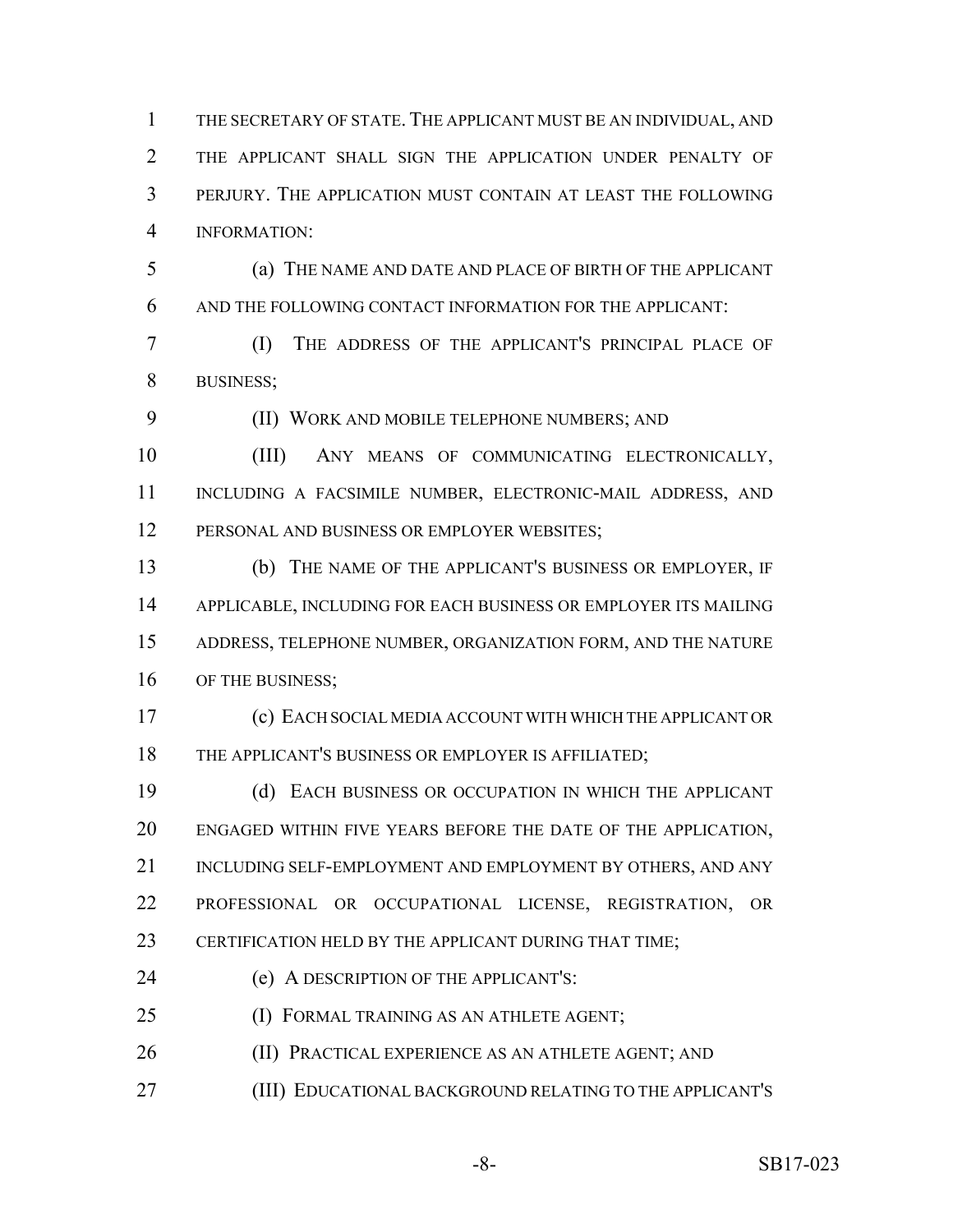THE SECRETARY OF STATE. THE APPLICANT MUST BE AN INDIVIDUAL, AND THE APPLICANT SHALL SIGN THE APPLICATION UNDER PENALTY OF PERJURY. THE APPLICATION MUST CONTAIN AT LEAST THE FOLLOWING INFORMATION:

(a) THE NAME AND DATE AND PLACE OF BIRTH OF THE APPLICANT AND THE FOLLOWING CONTACT INFORMATION FOR THE APPLICANT:

(I) THE ADDRESS OF THE APPLICANT'S PRINCIPAL PLACE OF BUSINESS;

(II) WORK AND MOBILE TELEPHONE NUMBERS; AND

(III) ANY MEANS OF COMMUNICATING ELECTRONICALLY, INCLUDING A FACSIMILE NUMBER, ELECTRONIC-MAIL ADDRESS, AND PERSONAL AND BUSINESS OR EMPLOYER WEBSITES;

(b) THE NAME OF THE APPLICANT'S BUSINESS OR EMPLOYER, IF APPLICABLE, INCLUDING FOR EACH BUSINESS OR EMPLOYER ITS MAILING ADDRESS, TELEPHONE NUMBER, ORGANIZATION FORM, AND THE NATURE OF THE BUSINESS;

(c) EACH SOCIAL MEDIA ACCOUNT WITH WHICH THE APPLICANT OR THE APPLICANT'S BUSINESS OR EMPLOYER IS AFFILIATED;

(d) EACH BUSINESS OR OCCUPATION IN WHICH THE APPLICANT ENGAGED WITHIN FIVE YEARS BEFORE THE DATE OF THE APPLICATION, INCLUDING SELF-EMPLOYMENT AND EMPLOYMENT BY OTHERS, AND ANY PROFESSIONAL OR OCCUPATIONAL LICENSE, REGISTRATION, OR CERTIFICATION HELD BY THE APPLICANT DURING THAT TIME;

(e) A DESCRIPTION OF THE APPLICANT'S:

(I) FORMAL TRAINING AS AN ATHLETE AGENT;

(II) PRACTICAL EXPERIENCE AS AN ATHLETE AGENT; AND

(III) EDUCATIONAL BACKGROUND RELATING TO THE APPLICANT'S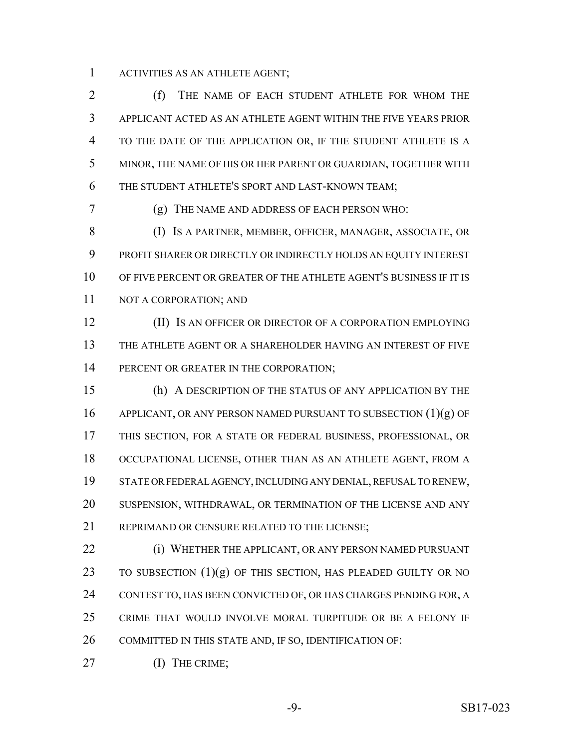ACTIVITIES AS AN ATHLETE AGENT;

(f) THE NAME OF EACH STUDENT ATHLETE FOR WHOM THE APPLICANT ACTED AS AN ATHLETE AGENT WITHIN THE FIVE YEARS PRIOR TO THE DATE OF THE APPLICATION OR, IF THE STUDENT ATHLETE IS A MINOR, THE NAME OF HIS OR HER PARENT OR GUARDIAN, TOGETHER WITH THE STUDENT ATHLETE'S SPORT AND LAST-KNOWN TEAM;

(g) THE NAME AND ADDRESS OF EACH PERSON WHO:

(I) IS A PARTNER, MEMBER, OFFICER, MANAGER, ASSOCIATE, OR PROFIT SHARER OR DIRECTLY OR INDIRECTLY HOLDS AN EQUITY INTEREST OF FIVE PERCENT OR GREATER OF THE ATHLETE AGENT'S BUSINESS IF IT IS NOT A CORPORATION; AND

(II) IS AN OFFICER OR DIRECTOR OF A CORPORATION EMPLOYING THE ATHLETE AGENT OR A SHAREHOLDER HAVING AN INTEREST OF FIVE PERCENT OR GREATER IN THE CORPORATION;

(h) A DESCRIPTION OF THE STATUS OF ANY APPLICATION BY THE APPLICANT, OR ANY PERSON NAMED PURSUANT TO SUBSECTION (1)(g) OF THIS SECTION, FOR A STATE OR FEDERAL BUSINESS, PROFESSIONAL, OR OCCUPATIONAL LICENSE, OTHER THAN AS AN ATHLETE AGENT, FROM A STATE OR FEDERAL AGENCY, INCLUDING ANY DENIAL, REFUSAL TO RENEW, SUSPENSION, WITHDRAWAL, OR TERMINATION OF THE LICENSE AND ANY REPRIMAND OR CENSURE RELATED TO THE LICENSE;

(i) WHETHER THE APPLICANT, OR ANY PERSON NAMED PURSUANT TO SUBSECTION (1)(g) OF THIS SECTION, HAS PLEADED GUILTY OR NO CONTEST TO, HAS BEEN CONVICTED OF, OR HAS CHARGES PENDING FOR, A CRIME THAT WOULD INVOLVE MORAL TURPITUDE OR BE A FELONY IF COMMITTED IN THIS STATE AND, IF SO, IDENTIFICATION OF:

(I) THE CRIME;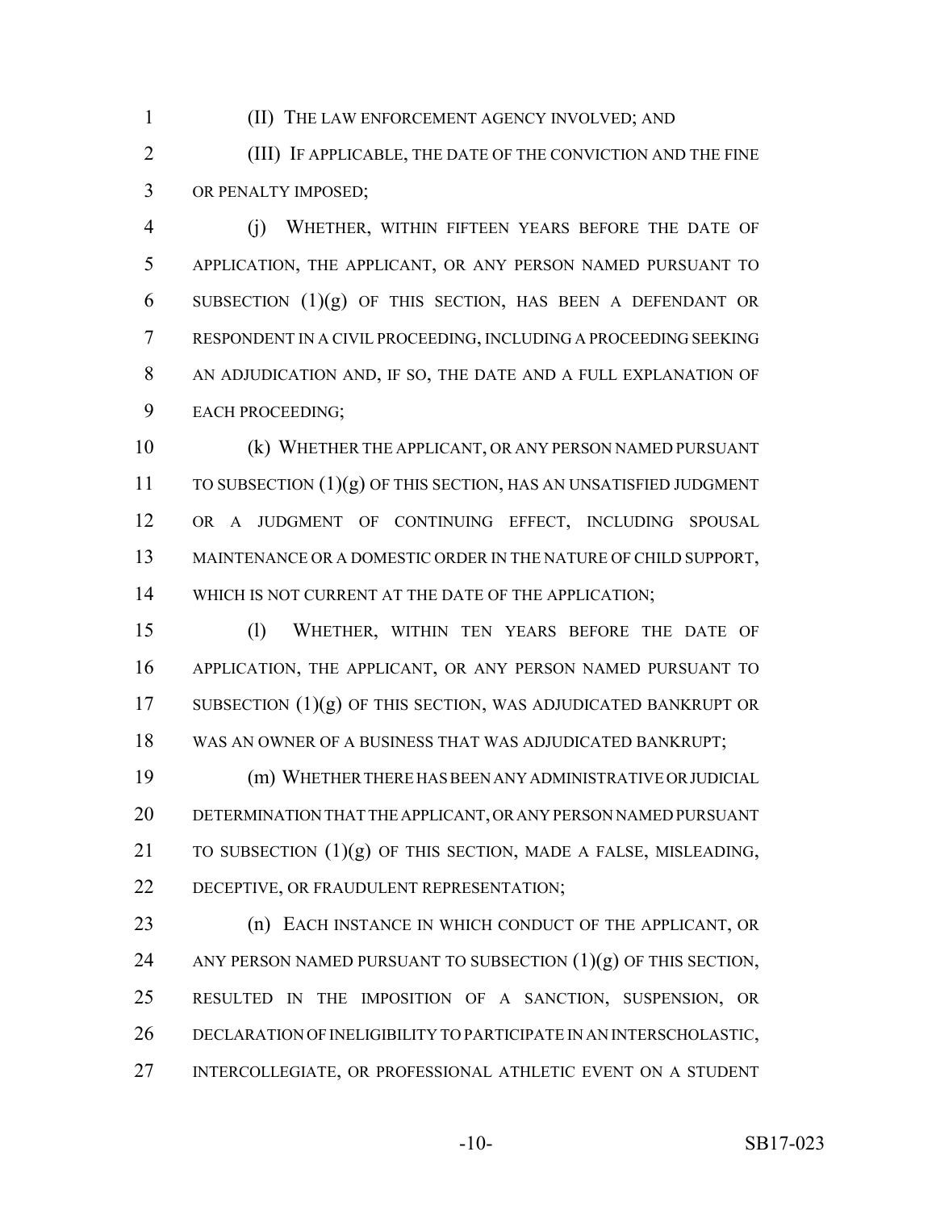(II) THE LAW ENFORCEMENT AGENCY INVOLVED; AND

(III) IF APPLICABLE, THE DATE OF THE CONVICTION AND THE FINE OR PENALTY IMPOSED;

(j) WHETHER, WITHIN FIFTEEN YEARS BEFORE THE DATE OF APPLICATION, THE APPLICANT, OR ANY PERSON NAMED PURSUANT TO SUBSECTION (1)(g) OF THIS SECTION, HAS BEEN A DEFENDANT OR RESPONDENT IN A CIVIL PROCEEDING, INCLUDING A PROCEEDING SEEKING AN ADJUDICATION AND, IF SO, THE DATE AND A FULL EXPLANATION OF EACH PROCEEDING;

(k) WHETHER THE APPLICANT, OR ANY PERSON NAMED PURSUANT TO SUBSECTION (1)(g) OF THIS SECTION, HAS AN UNSATISFIED JUDGMENT OR A JUDGMENT OF CONTINUING EFFECT, INCLUDING SPOUSAL MAINTENANCE OR A DOMESTIC ORDER IN THE NATURE OF CHILD SUPPORT, WHICH IS NOT CURRENT AT THE DATE OF THE APPLICATION;

(l) WHETHER, WITHIN TEN YEARS BEFORE THE DATE OF APPLICATION, THE APPLICANT, OR ANY PERSON NAMED PURSUANT TO SUBSECTION (1)(g) OF THIS SECTION, WAS ADJUDICATED BANKRUPT OR WAS AN OWNER OF A BUSINESS THAT WAS ADJUDICATED BANKRUPT;

(m) WHETHER THERE HAS BEEN ANY ADMINISTRATIVE OR JUDICIAL DETERMINATION THAT THE APPLICANT, OR ANY PERSON NAMED PURSUANT TO SUBSECTION (1)(g) OF THIS SECTION, MADE A FALSE, MISLEADING, DECEPTIVE, OR FRAUDULENT REPRESENTATION;

(n) EACH INSTANCE IN WHICH CONDUCT OF THE APPLICANT, OR ANY PERSON NAMED PURSUANT TO SUBSECTION (1)(g) OF THIS SECTION, RESULTED IN THE IMPOSITION OF A SANCTION, SUSPENSION, OR DECLARATION OF INELIGIBILITY TO PARTICIPATE IN AN INTERSCHOLASTIC, INTERCOLLEGIATE, OR PROFESSIONAL ATHLETIC EVENT ON A STUDENT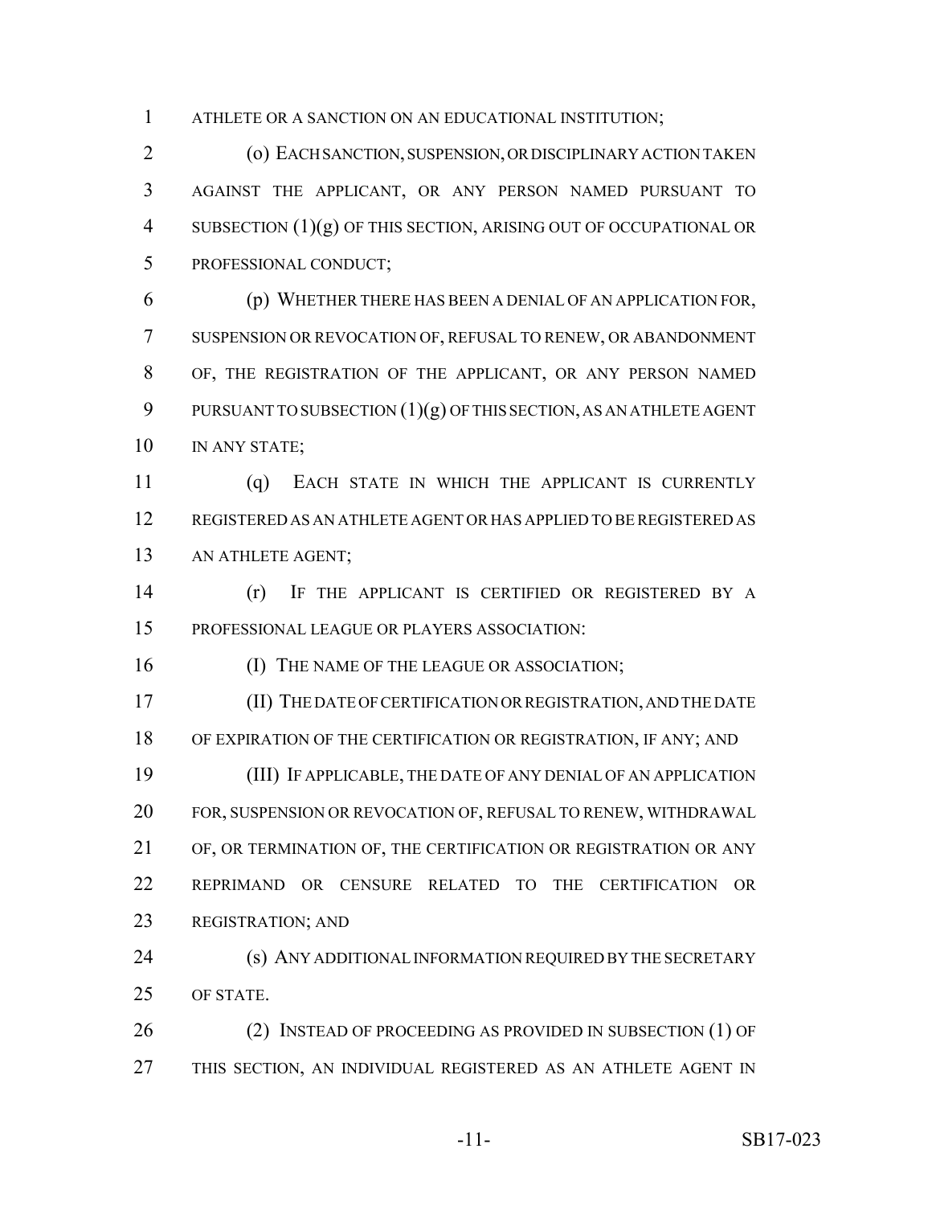ATHLETE OR A SANCTION ON AN EDUCATIONAL INSTITUTION;

(o) EACH SANCTION, SUSPENSION, OR DISCIPLINARY ACTION TAKEN AGAINST THE APPLICANT, OR ANY PERSON NAMED PURSUANT TO SUBSECTION (1)(g) OF THIS SECTION, ARISING OUT OF OCCUPATIONAL OR PROFESSIONAL CONDUCT;

(p) WHETHER THERE HAS BEEN A DENIAL OF AN APPLICATION FOR, SUSPENSION OR REVOCATION OF, REFUSAL TO RENEW, OR ABANDONMENT OF, THE REGISTRATION OF THE APPLICANT, OR ANY PERSON NAMED PURSUANT TO SUBSECTION (1)(g) OF THIS SECTION, AS AN ATHLETE AGENT IN ANY STATE;

(q) EACH STATE IN WHICH THE APPLICANT IS CURRENTLY REGISTERED AS AN ATHLETE AGENT OR HAS APPLIED TO BE REGISTERED AS AN ATHLETE AGENT;

(r) IF THE APPLICANT IS CERTIFIED OR REGISTERED BY A PROFESSIONAL LEAGUE OR PLAYERS ASSOCIATION:

(I) THE NAME OF THE LEAGUE OR ASSOCIATION;

(II) THE DATE OF CERTIFICATION OR REGISTRATION, AND THE DATE OF EXPIRATION OF THE CERTIFICATION OR REGISTRATION, IF ANY; AND

(III) IF APPLICABLE, THE DATE OF ANY DENIAL OF AN APPLICATION FOR, SUSPENSION OR REVOCATION OF, REFUSAL TO RENEW, WITHDRAWAL OF, OR TERMINATION OF, THE CERTIFICATION OR REGISTRATION OR ANY REPRIMAND OR CENSURE RELATED TO THE CERTIFICATION OR REGISTRATION; AND

(s) ANY ADDITIONAL INFORMATION REQUIRED BY THE SECRETARY OF STATE.

(2) INSTEAD OF PROCEEDING AS PROVIDED IN SUBSECTION (1) OF THIS SECTION, AN INDIVIDUAL REGISTERED AS AN ATHLETE AGENT IN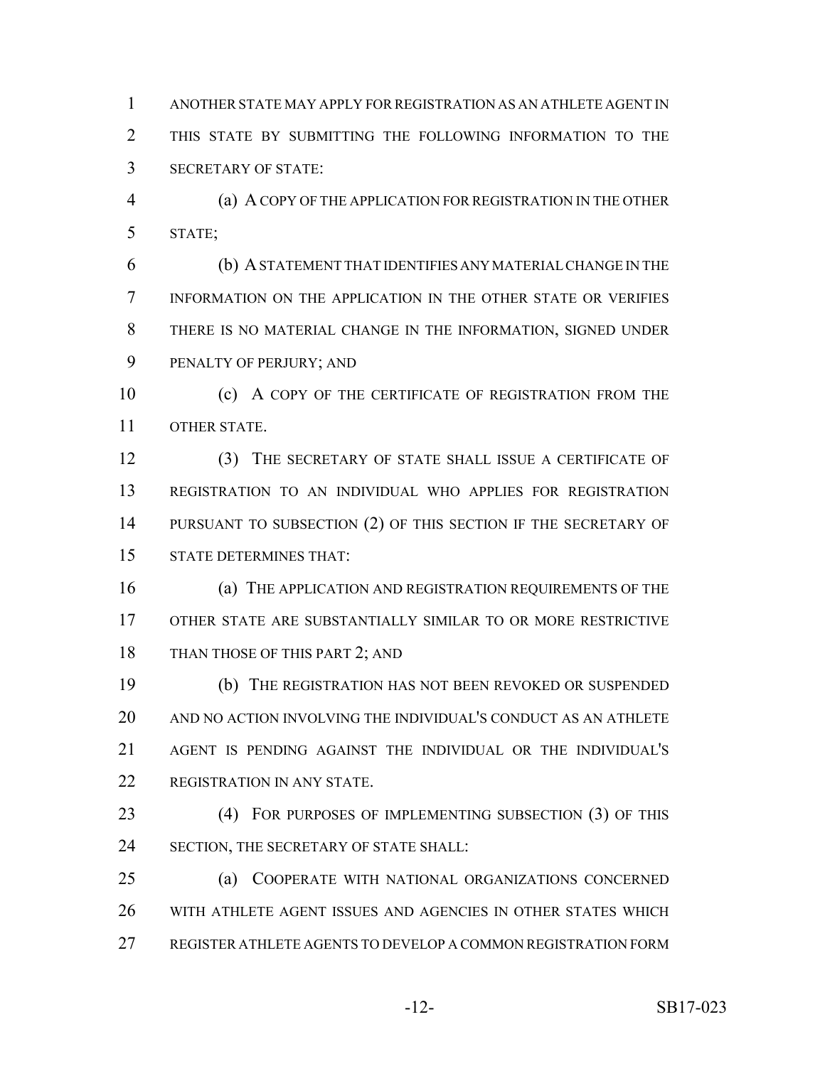ANOTHER STATE MAY APPLY FOR REGISTRATION AS AN ATHLETE AGENT IN THIS STATE BY SUBMITTING THE FOLLOWING INFORMATION TO THE SECRETARY OF STATE:

(a) A COPY OF THE APPLICATION FOR REGISTRATION IN THE OTHER STATE;

(b) A STATEMENT THAT IDENTIFIES ANY MATERIAL CHANGE IN THE INFORMATION ON THE APPLICATION IN THE OTHER STATE OR VERIFIES THERE IS NO MATERIAL CHANGE IN THE INFORMATION, SIGNED UNDER PENALTY OF PERJURY; AND

(c) A COPY OF THE CERTIFICATE OF REGISTRATION FROM THE OTHER STATE.

(3) THE SECRETARY OF STATE SHALL ISSUE A CERTIFICATE OF REGISTRATION TO AN INDIVIDUAL WHO APPLIES FOR REGISTRATION PURSUANT TO SUBSECTION (2) OF THIS SECTION IF THE SECRETARY OF STATE DETERMINES THAT:

(a) THE APPLICATION AND REGISTRATION REQUIREMENTS OF THE OTHER STATE ARE SUBSTANTIALLY SIMILAR TO OR MORE RESTRICTIVE THAN THOSE OF THIS PART 2; AND

(b) THE REGISTRATION HAS NOT BEEN REVOKED OR SUSPENDED AND NO ACTION INVOLVING THE INDIVIDUAL'S CONDUCT AS AN ATHLETE AGENT IS PENDING AGAINST THE INDIVIDUAL OR THE INDIVIDUAL'S REGISTRATION IN ANY STATE.

(4) FOR PURPOSES OF IMPLEMENTING SUBSECTION (3) OF THIS SECTION, THE SECRETARY OF STATE SHALL:

(a) COOPERATE WITH NATIONAL ORGANIZATIONS CONCERNED WITH ATHLETE AGENT ISSUES AND AGENCIES IN OTHER STATES WHICH REGISTER ATHLETE AGENTS TO DEVELOP A COMMON REGISTRATION FORM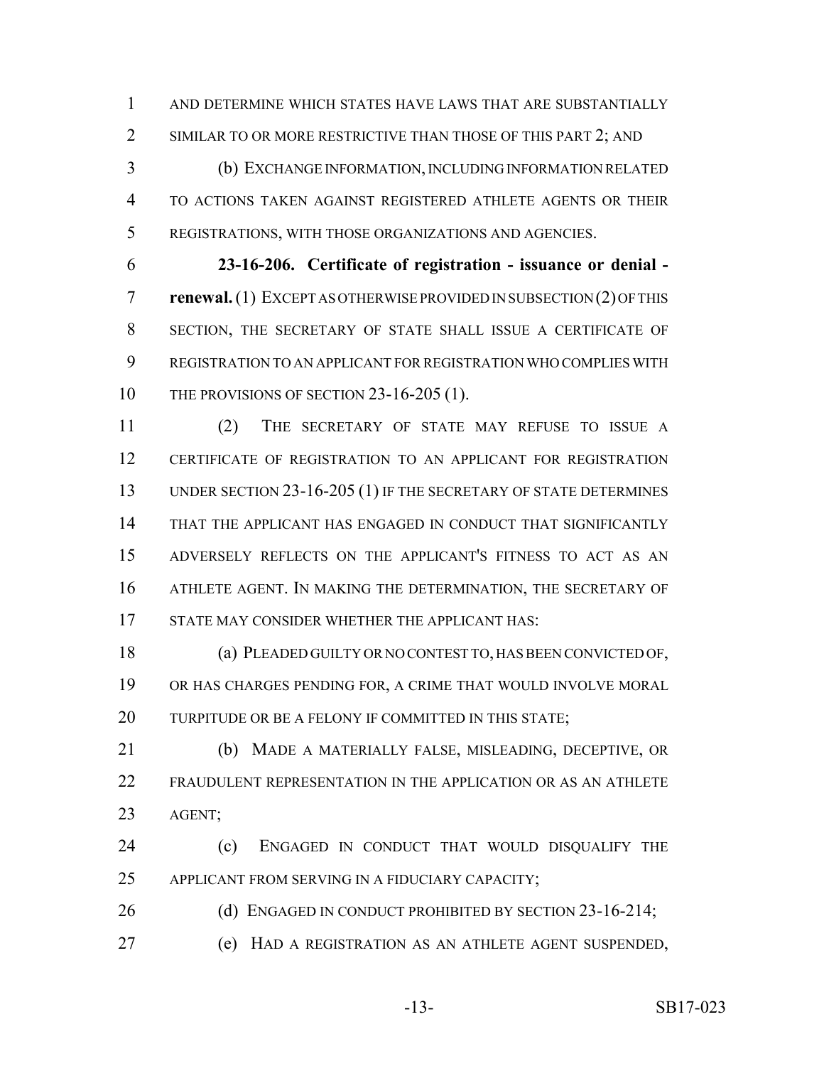AND DETERMINE WHICH STATES HAVE LAWS THAT ARE SUBSTANTIALLY SIMILAR TO OR MORE RESTRICTIVE THAN THOSE OF THIS PART 2; AND

(b) EXCHANGE INFORMATION, INCLUDING INFORMATION RELATED TO ACTIONS TAKEN AGAINST REGISTERED ATHLETE AGENTS OR THEIR REGISTRATIONS, WITH THOSE ORGANIZATIONS AND AGENCIES.

**23-16-206. Certificate of registration - issuance or denial - renewal.** (1) EXCEPT AS OTHERWISE PROVIDED IN SUBSECTION (2) OF THIS SECTION, THE SECRETARY OF STATE SHALL ISSUE A CERTIFICATE OF REGISTRATION TO AN APPLICANT FOR REGISTRATION WHO COMPLIES WITH THE PROVISIONS OF SECTION 23-16-205 (1).

(2) THE SECRETARY OF STATE MAY REFUSE TO ISSUE A CERTIFICATE OF REGISTRATION TO AN APPLICANT FOR REGISTRATION UNDER SECTION 23-16-205 (1) IF THE SECRETARY OF STATE DETERMINES THAT THE APPLICANT HAS ENGAGED IN CONDUCT THAT SIGNIFICANTLY ADVERSELY REFLECTS ON THE APPLICANT'S FITNESS TO ACT AS AN ATHLETE AGENT. IN MAKING THE DETERMINATION, THE SECRETARY OF STATE MAY CONSIDER WHETHER THE APPLICANT HAS:

(a) PLEADED GUILTY OR NO CONTEST TO, HAS BEEN CONVICTED OF, OR HAS CHARGES PENDING FOR, A CRIME THAT WOULD INVOLVE MORAL TURPITUDE OR BE A FELONY IF COMMITTED IN THIS STATE;

(b) MADE A MATERIALLY FALSE, MISLEADING, DECEPTIVE, OR FRAUDULENT REPRESENTATION IN THE APPLICATION OR AS AN ATHLETE AGENT;

(c) ENGAGED IN CONDUCT THAT WOULD DISQUALIFY THE APPLICANT FROM SERVING IN A FIDUCIARY CAPACITY;

(d) ENGAGED IN CONDUCT PROHIBITED BY SECTION 23-16-214;

(e) HAD A REGISTRATION AS AN ATHLETE AGENT SUSPENDED,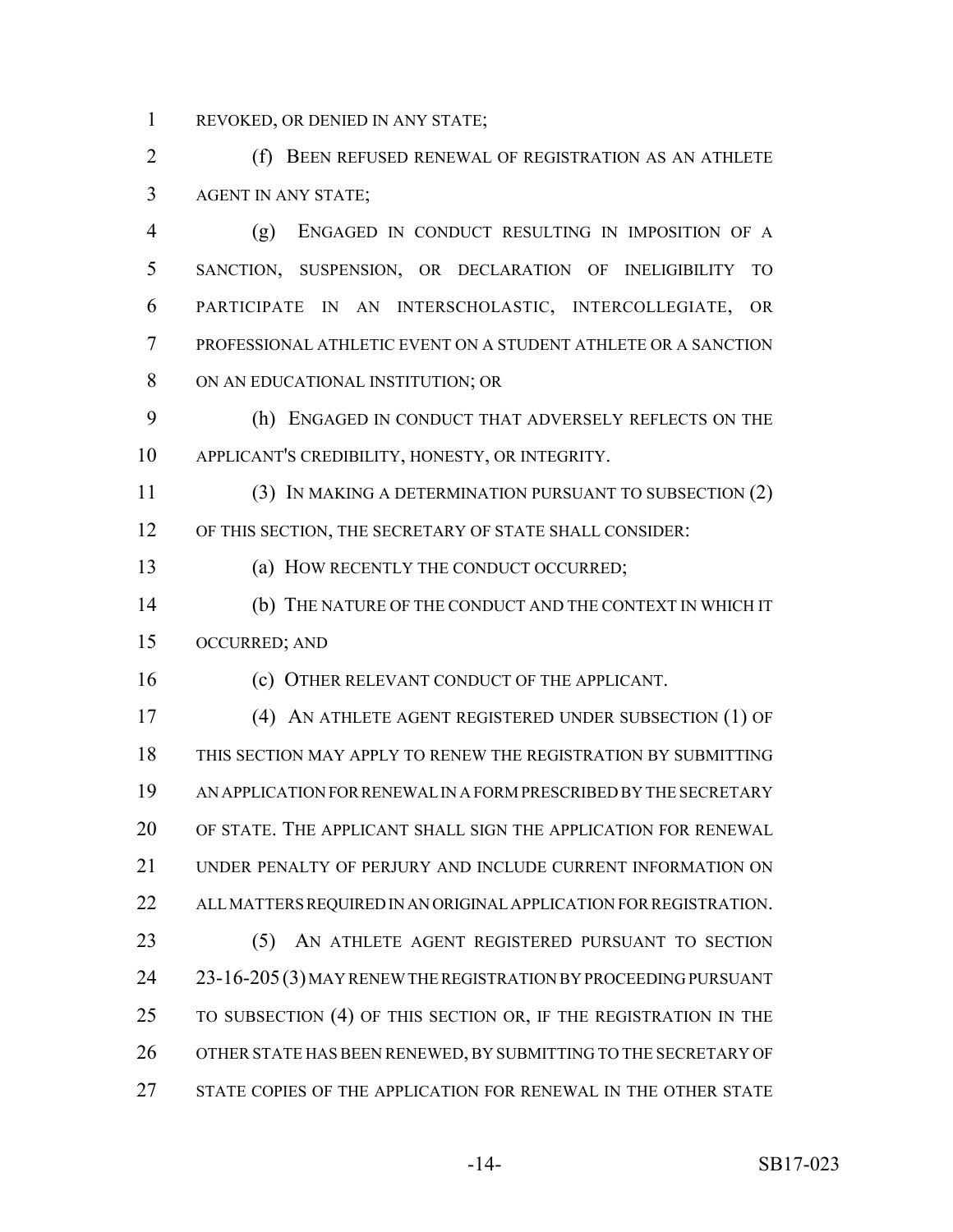REVOKED, OR DENIED IN ANY STATE;

(f) BEEN REFUSED RENEWAL OF REGISTRATION AS AN ATHLETE AGENT IN ANY STATE;

(g) ENGAGED IN CONDUCT RESULTING IN IMPOSITION OF A SANCTION, SUSPENSION, OR DECLARATION OF INELIGIBILITY TO PARTICIPATE IN AN INTERSCHOLASTIC, INTERCOLLEGIATE, OR PROFESSIONAL ATHLETIC EVENT ON A STUDENT ATHLETE OR A SANCTION ON AN EDUCATIONAL INSTITUTION; OR

(h) ENGAGED IN CONDUCT THAT ADVERSELY REFLECTS ON THE APPLICANT'S CREDIBILITY, HONESTY, OR INTEGRITY.

(3) IN MAKING A DETERMINATION PURSUANT TO SUBSECTION (2) OF THIS SECTION, THE SECRETARY OF STATE SHALL CONSIDER:

(a) HOW RECENTLY THE CONDUCT OCCURRED;

(b) THE NATURE OF THE CONDUCT AND THE CONTEXT IN WHICH IT OCCURRED; AND

(c) OTHER RELEVANT CONDUCT OF THE APPLICANT.

(4) AN ATHLETE AGENT REGISTERED UNDER SUBSECTION (1) OF THIS SECTION MAY APPLY TO RENEW THE REGISTRATION BY SUBMITTING AN APPLICATION FOR RENEWAL IN A FORM PRESCRIBED BY THE SECRETARY OF STATE. THE APPLICANT SHALL SIGN THE APPLICATION FOR RENEWAL UNDER PENALTY OF PERJURY AND INCLUDE CURRENT INFORMATION ON ALL MATTERS REQUIRED IN AN ORIGINAL APPLICATION FOR REGISTRATION.

(5) AN ATHLETE AGENT REGISTERED PURSUANT TO SECTION 23-16-205 (3) MAY RENEW THE REGISTRATION BY PROCEEDING PURSUANT TO SUBSECTION (4) OF THIS SECTION OR, IF THE REGISTRATION IN THE OTHER STATE HAS BEEN RENEWED, BY SUBMITTING TO THE SECRETARY OF STATE COPIES OF THE APPLICATION FOR RENEWAL IN THE OTHER STATE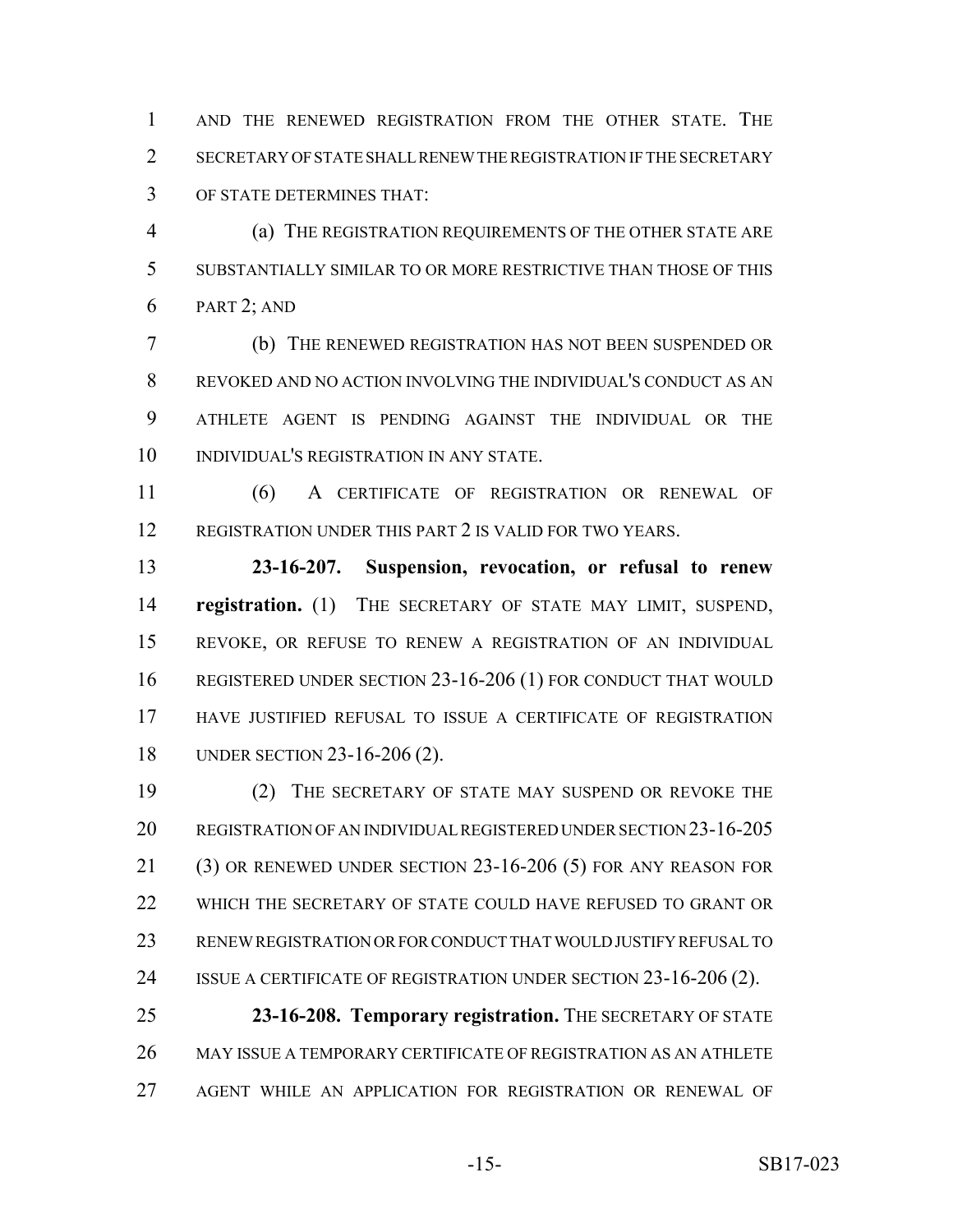AND THE RENEWED REGISTRATION FROM THE OTHER STATE. THE SECRETARY OF STATE SHALL RENEW THE REGISTRATION IF THE SECRETARY OF STATE DETERMINES THAT:

(a) THE REGISTRATION REQUIREMENTS OF THE OTHER STATE ARE SUBSTANTIALLY SIMILAR TO OR MORE RESTRICTIVE THAN THOSE OF THIS PART 2; AND

(b) THE RENEWED REGISTRATION HAS NOT BEEN SUSPENDED OR REVOKED AND NO ACTION INVOLVING THE INDIVIDUAL'S CONDUCT AS AN ATHLETE AGENT IS PENDING AGAINST THE INDIVIDUAL OR THE INDIVIDUAL'S REGISTRATION IN ANY STATE.

(6) A CERTIFICATE OF REGISTRATION OR RENEWAL OF REGISTRATION UNDER THIS PART 2 IS VALID FOR TWO YEARS.

**23-16-207. Suspension, revocation, or refusal to renew registration.** (1) THE SECRETARY OF STATE MAY LIMIT, SUSPEND, REVOKE, OR REFUSE TO RENEW A REGISTRATION OF AN INDIVIDUAL REGISTERED UNDER SECTION 23-16-206 (1) FOR CONDUCT THAT WOULD HAVE JUSTIFIED REFUSAL TO ISSUE A CERTIFICATE OF REGISTRATION UNDER SECTION 23-16-206 (2).

(2) THE SECRETARY OF STATE MAY SUSPEND OR REVOKE THE REGISTRATION OF AN INDIVIDUAL REGISTERED UNDER SECTION 23-16-205 (3) OR RENEWED UNDER SECTION 23-16-206 (5) FOR ANY REASON FOR WHICH THE SECRETARY OF STATE COULD HAVE REFUSED TO GRANT OR RENEW REGISTRATION OR FOR CONDUCT THAT WOULD JUSTIFY REFUSAL TO ISSUE A CERTIFICATE OF REGISTRATION UNDER SECTION 23-16-206 (2).

**23-16-208. Temporary registration.** THE SECRETARY OF STATE MAY ISSUE A TEMPORARY CERTIFICATE OF REGISTRATION AS AN ATHLETE AGENT WHILE AN APPLICATION FOR REGISTRATION OR RENEWAL OF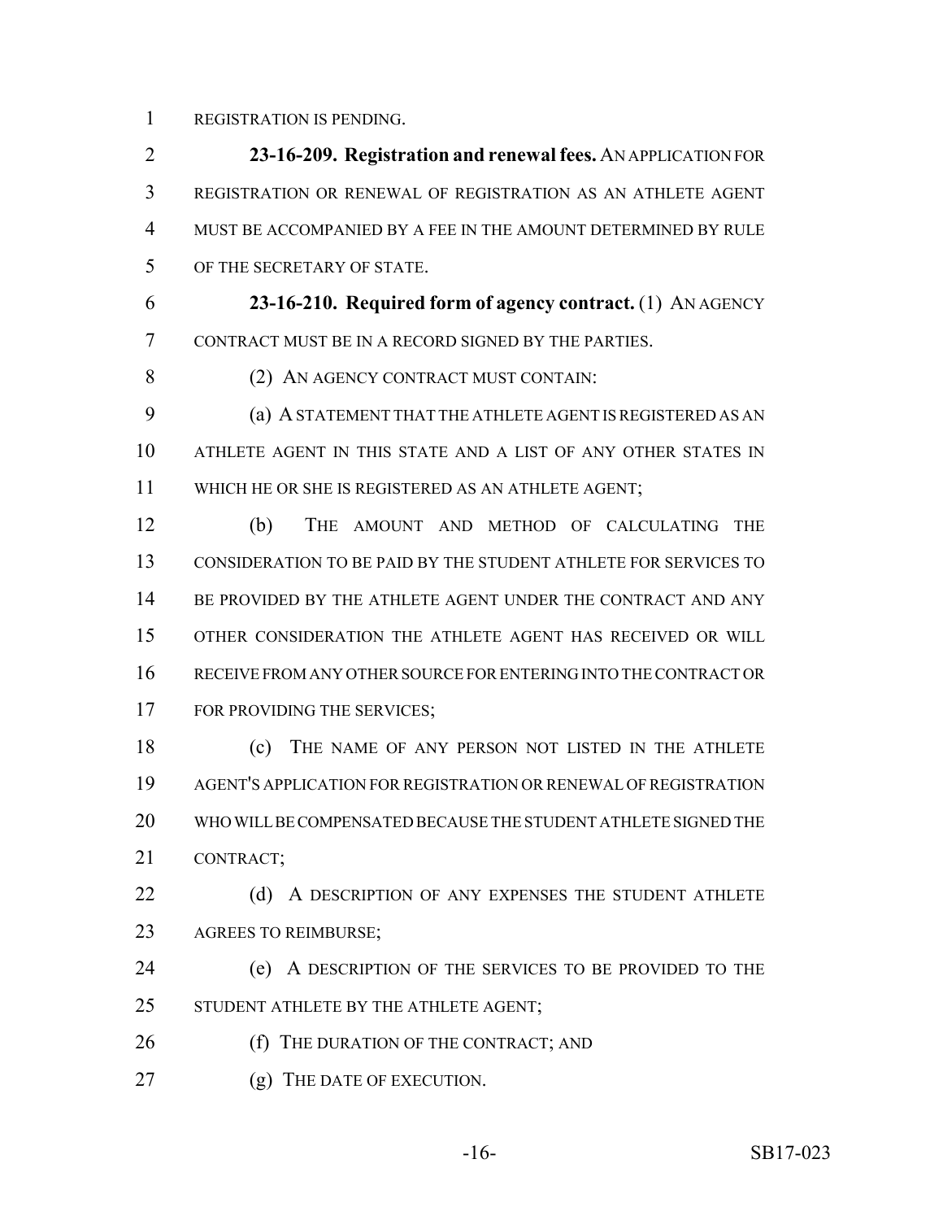REGISTRATION IS PENDING.

**23-16-209. Registration and renewal fees.** AN APPLICATION FOR REGISTRATION OR RENEWAL OF REGISTRATION AS AN ATHLETE AGENT MUST BE ACCOMPANIED BY A FEE IN THE AMOUNT DETERMINED BY RULE OF THE SECRETARY OF STATE.

**23-16-210. Required form of agency contract.** (1) AN AGENCY CONTRACT MUST BE IN A RECORD SIGNED BY THE PARTIES.

(2) AN AGENCY CONTRACT MUST CONTAIN:

(a) A STATEMENT THAT THE ATHLETE AGENT IS REGISTERED AS AN ATHLETE AGENT IN THIS STATE AND A LIST OF ANY OTHER STATES IN WHICH HE OR SHE IS REGISTERED AS AN ATHLETE AGENT;

(b) THE AMOUNT AND METHOD OF CALCULATING THE CONSIDERATION TO BE PAID BY THE STUDENT ATHLETE FOR SERVICES TO BE PROVIDED BY THE ATHLETE AGENT UNDER THE CONTRACT AND ANY OTHER CONSIDERATION THE ATHLETE AGENT HAS RECEIVED OR WILL RECEIVE FROM ANY OTHER SOURCE FOR ENTERING INTO THE CONTRACT OR FOR PROVIDING THE SERVICES;

(c) THE NAME OF ANY PERSON NOT LISTED IN THE ATHLETE AGENT'S APPLICATION FOR REGISTRATION OR RENEWAL OF REGISTRATION WHO WILL BE COMPENSATED BECAUSE THE STUDENT ATHLETE SIGNED THE CONTRACT;

(d) A DESCRIPTION OF ANY EXPENSES THE STUDENT ATHLETE AGREES TO REIMBURSE;

(e) A DESCRIPTION OF THE SERVICES TO BE PROVIDED TO THE STUDENT ATHLETE BY THE ATHLETE AGENT;

(f) THE DURATION OF THE CONTRACT; AND

(g) THE DATE OF EXECUTION.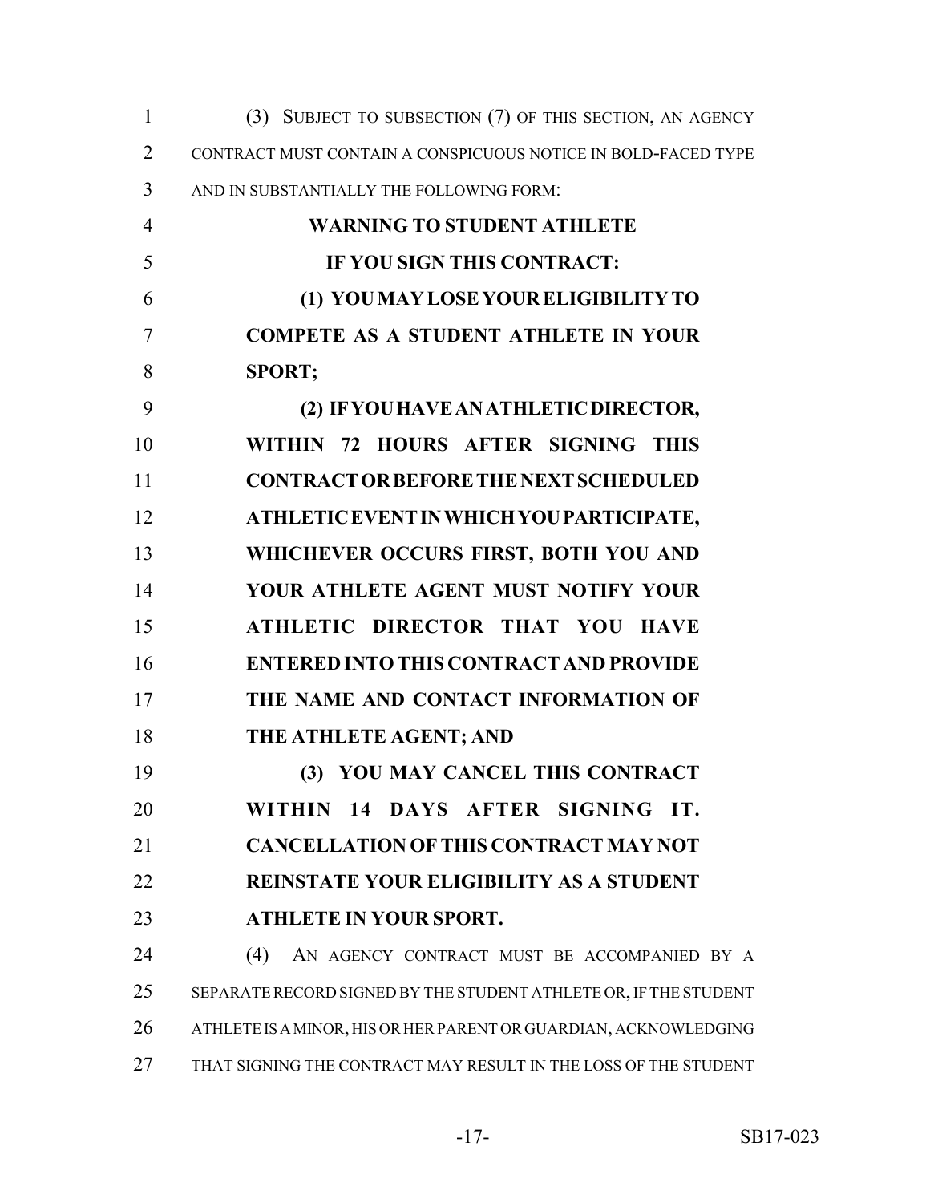(3) SUBJECT TO SUBSECTION (7) OF THIS SECTION, AN AGENCY CONTRACT MUST CONTAIN A CONSPICUOUS NOTICE IN BOLD-FACED TYPE AND IN SUBSTANTIALLY THE FOLLOWING FORM:

**WARNING TO STUDENT ATHLETE**

**IF YOU SIGN THIS CONTRACT:**

**(1) YOU MAY LOSE YOUR ELIGIBILITY TO COMPETE AS A STUDENT ATHLETE IN YOUR SPORT;**

**(2) IF YOU HAVE AN ATHLETIC DIRECTOR, WITHIN 72 HOURS AFTER SIGNING THIS CONTRACT OR BEFORE THE NEXT SCHEDULED ATHLETIC EVENT IN WHICH YOU PARTICIPATE, WHICHEVER OCCURS FIRST, BOTH YOU AND YOUR ATHLETE AGENT MUST NOTIFY YOUR ATHLETIC DIRECTOR THAT YOU HAVE ENTERED INTO THIS CONTRACT AND PROVIDE THE NAME AND CONTACT INFORMATION OF THE ATHLETE AGENT; AND**

**(3) YOU MAY CANCEL THIS CONTRACT WITHIN 14 DAYS AFTER SIGNING IT. CANCELLATION OF THIS CONTRACT MAY NOT REINSTATE YOUR ELIGIBILITY AS A STUDENT ATHLETE IN YOUR SPORT.**

(4) AN AGENCY CONTRACT MUST BE ACCOMPANIED BY A SEPARATE RECORD SIGNED BY THE STUDENT ATHLETE OR, IF THE STUDENT ATHLETE IS A MINOR, HIS OR HER PARENT OR GUARDIAN, ACKNOWLEDGING THAT SIGNING THE CONTRACT MAY RESULT IN THE LOSS OF THE STUDENT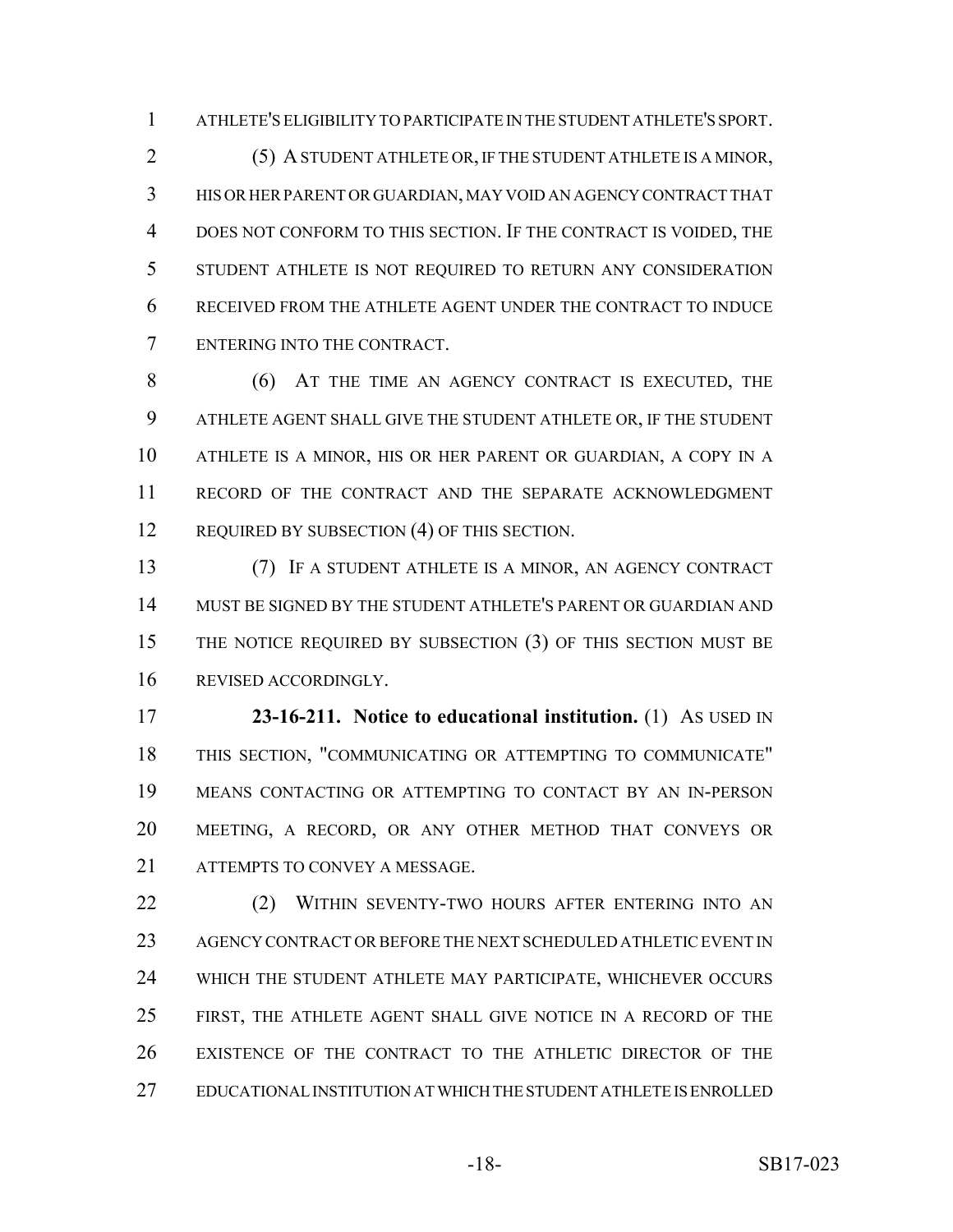ATHLETE'S ELIGIBILITY TO PARTICIPATE IN THE STUDENT ATHLETE'S SPORT.

(5) A STUDENT ATHLETE OR, IF THE STUDENT ATHLETE IS A MINOR, HIS OR HER PARENT OR GUARDIAN, MAY VOID AN AGENCY CONTRACT THAT DOES NOT CONFORM TO THIS SECTION. IF THE CONTRACT IS VOIDED, THE STUDENT ATHLETE IS NOT REQUIRED TO RETURN ANY CONSIDERATION RECEIVED FROM THE ATHLETE AGENT UNDER THE CONTRACT TO INDUCE ENTERING INTO THE CONTRACT.

(6) AT THE TIME AN AGENCY CONTRACT IS EXECUTED, THE ATHLETE AGENT SHALL GIVE THE STUDENT ATHLETE OR, IF THE STUDENT ATHLETE IS A MINOR, HIS OR HER PARENT OR GUARDIAN, A COPY IN A RECORD OF THE CONTRACT AND THE SEPARATE ACKNOWLEDGMENT REQUIRED BY SUBSECTION (4) OF THIS SECTION.

(7) IF A STUDENT ATHLETE IS A MINOR, AN AGENCY CONTRACT MUST BE SIGNED BY THE STUDENT ATHLETE'S PARENT OR GUARDIAN AND THE NOTICE REQUIRED BY SUBSECTION (3) OF THIS SECTION MUST BE REVISED ACCORDINGLY.

**23-16-211. Notice to educational institution.** (1) AS USED IN THIS SECTION, "COMMUNICATING OR ATTEMPTING TO COMMUNICATE" MEANS CONTACTING OR ATTEMPTING TO CONTACT BY AN IN-PERSON MEETING, A RECORD, OR ANY OTHER METHOD THAT CONVEYS OR ATTEMPTS TO CONVEY A MESSAGE.

(2) WITHIN SEVENTY-TWO HOURS AFTER ENTERING INTO AN AGENCY CONTRACT OR BEFORE THE NEXT SCHEDULED ATHLETIC EVENT IN WHICH THE STUDENT ATHLETE MAY PARTICIPATE, WHICHEVER OCCURS FIRST, THE ATHLETE AGENT SHALL GIVE NOTICE IN A RECORD OF THE EXISTENCE OF THE CONTRACT TO THE ATHLETIC DIRECTOR OF THE EDUCATIONAL INSTITUTION AT WHICH THE STUDENT ATHLETE IS ENROLLED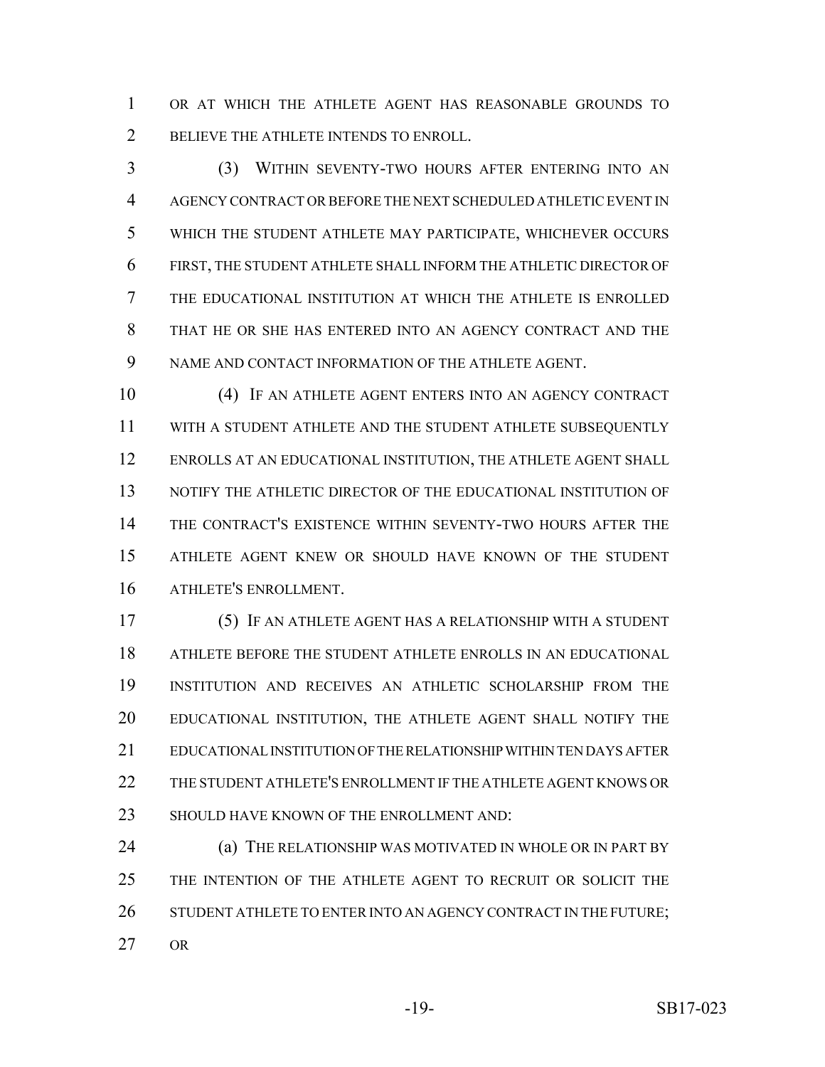OR AT WHICH THE ATHLETE AGENT HAS REASONABLE GROUNDS TO BELIEVE THE ATHLETE INTENDS TO ENROLL.

(3) WITHIN SEVENTY-TWO HOURS AFTER ENTERING INTO AN AGENCY CONTRACT OR BEFORE THE NEXT SCHEDULED ATHLETIC EVENT IN WHICH THE STUDENT ATHLETE MAY PARTICIPATE, WHICHEVER OCCURS FIRST, THE STUDENT ATHLETE SHALL INFORM THE ATHLETIC DIRECTOR OF THE EDUCATIONAL INSTITUTION AT WHICH THE ATHLETE IS ENROLLED THAT HE OR SHE HAS ENTERED INTO AN AGENCY CONTRACT AND THE NAME AND CONTACT INFORMATION OF THE ATHLETE AGENT.

(4) IF AN ATHLETE AGENT ENTERS INTO AN AGENCY CONTRACT WITH A STUDENT ATHLETE AND THE STUDENT ATHLETE SUBSEQUENTLY ENROLLS AT AN EDUCATIONAL INSTITUTION, THE ATHLETE AGENT SHALL NOTIFY THE ATHLETIC DIRECTOR OF THE EDUCATIONAL INSTITUTION OF THE CONTRACT'S EXISTENCE WITHIN SEVENTY-TWO HOURS AFTER THE ATHLETE AGENT KNEW OR SHOULD HAVE KNOWN OF THE STUDENT ATHLETE'S ENROLLMENT.

(5) IF AN ATHLETE AGENT HAS A RELATIONSHIP WITH A STUDENT ATHLETE BEFORE THE STUDENT ATHLETE ENROLLS IN AN EDUCATIONAL INSTITUTION AND RECEIVES AN ATHLETIC SCHOLARSHIP FROM THE EDUCATIONAL INSTITUTION, THE ATHLETE AGENT SHALL NOTIFY THE EDUCATIONAL INSTITUTION OF THE RELATIONSHIP WITHIN TEN DAYS AFTER THE STUDENT ATHLETE'S ENROLLMENT IF THE ATHLETE AGENT KNOWS OR SHOULD HAVE KNOWN OF THE ENROLLMENT AND:

(a) THE RELATIONSHIP WAS MOTIVATED IN WHOLE OR IN PART BY THE INTENTION OF THE ATHLETE AGENT TO RECRUIT OR SOLICIT THE STUDENT ATHLETE TO ENTER INTO AN AGENCY CONTRACT IN THE FUTURE; OR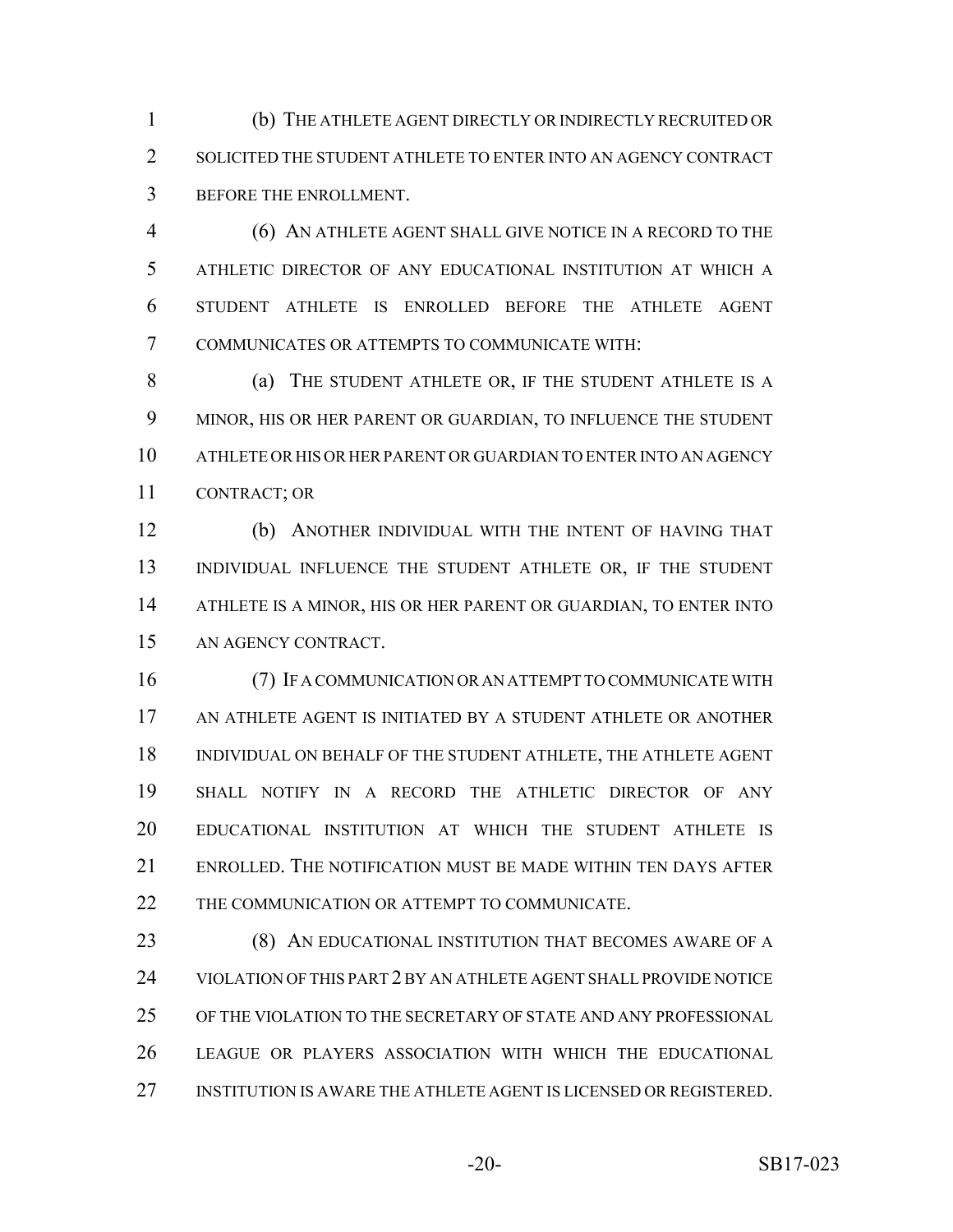(b) THE ATHLETE AGENT DIRECTLY OR INDIRECTLY RECRUITED OR SOLICITED THE STUDENT ATHLETE TO ENTER INTO AN AGENCY CONTRACT BEFORE THE ENROLLMENT.

(6) AN ATHLETE AGENT SHALL GIVE NOTICE IN A RECORD TO THE ATHLETIC DIRECTOR OF ANY EDUCATIONAL INSTITUTION AT WHICH A STUDENT ATHLETE IS ENROLLED BEFORE THE ATHLETE AGENT COMMUNICATES OR ATTEMPTS TO COMMUNICATE WITH:

(a) THE STUDENT ATHLETE OR, IF THE STUDENT ATHLETE IS A MINOR, HIS OR HER PARENT OR GUARDIAN, TO INFLUENCE THE STUDENT ATHLETE OR HIS OR HER PARENT OR GUARDIAN TO ENTER INTO AN AGENCY CONTRACT; OR

(b) ANOTHER INDIVIDUAL WITH THE INTENT OF HAVING THAT INDIVIDUAL INFLUENCE THE STUDENT ATHLETE OR, IF THE STUDENT ATHLETE IS A MINOR, HIS OR HER PARENT OR GUARDIAN, TO ENTER INTO AN AGENCY CONTRACT.

(7) IF A COMMUNICATION OR AN ATTEMPT TO COMMUNICATE WITH AN ATHLETE AGENT IS INITIATED BY A STUDENT ATHLETE OR ANOTHER INDIVIDUAL ON BEHALF OF THE STUDENT ATHLETE, THE ATHLETE AGENT SHALL NOTIFY IN A RECORD THE ATHLETIC DIRECTOR OF ANY EDUCATIONAL INSTITUTION AT WHICH THE STUDENT ATHLETE IS ENROLLED. THE NOTIFICATION MUST BE MADE WITHIN TEN DAYS AFTER THE COMMUNICATION OR ATTEMPT TO COMMUNICATE.

(8) AN EDUCATIONAL INSTITUTION THAT BECOMES AWARE OF A VIOLATION OF THIS PART 2 BY AN ATHLETE AGENT SHALL PROVIDE NOTICE OF THE VIOLATION TO THE SECRETARY OF STATE AND ANY PROFESSIONAL LEAGUE OR PLAYERS ASSOCIATION WITH WHICH THE EDUCATIONAL INSTITUTION IS AWARE THE ATHLETE AGENT IS LICENSED OR REGISTERED.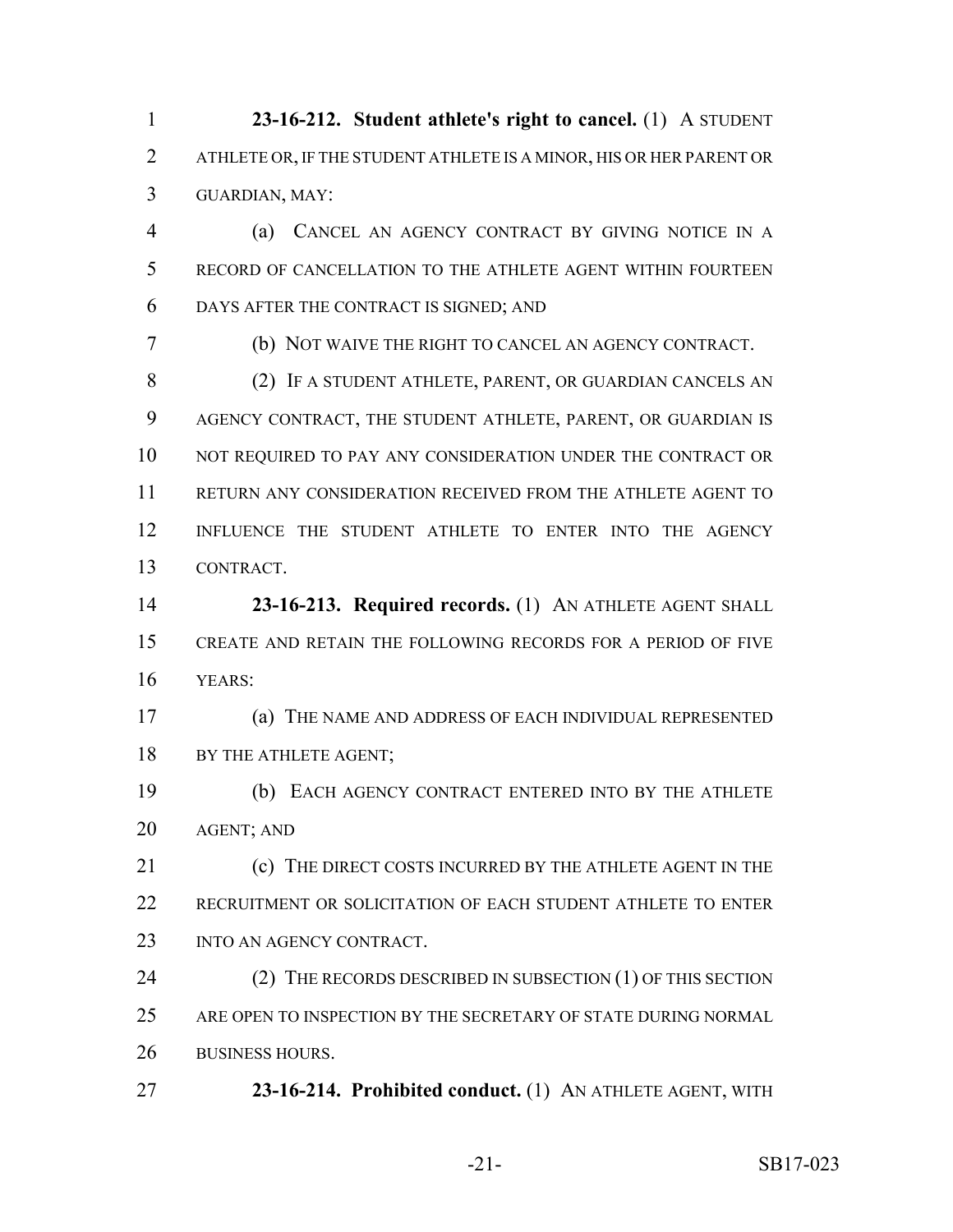**23-16-212. Student athlete's right to cancel.** (1) A STUDENT ATHLETE OR, IF THE STUDENT ATHLETE IS A MINOR, HIS OR HER PARENT OR GUARDIAN, MAY:

(a) CANCEL AN AGENCY CONTRACT BY GIVING NOTICE IN A RECORD OF CANCELLATION TO THE ATHLETE AGENT WITHIN FOURTEEN DAYS AFTER THE CONTRACT IS SIGNED; AND

(b) NOT WAIVE THE RIGHT TO CANCEL AN AGENCY CONTRACT.

(2) IF A STUDENT ATHLETE, PARENT, OR GUARDIAN CANCELS AN AGENCY CONTRACT, THE STUDENT ATHLETE, PARENT, OR GUARDIAN IS NOT REQUIRED TO PAY ANY CONSIDERATION UNDER THE CONTRACT OR RETURN ANY CONSIDERATION RECEIVED FROM THE ATHLETE AGENT TO INFLUENCE THE STUDENT ATHLETE TO ENTER INTO THE AGENCY CONTRACT.

**23-16-213. Required records.** (1) AN ATHLETE AGENT SHALL CREATE AND RETAIN THE FOLLOWING RECORDS FOR A PERIOD OF FIVE YEARS:

(a) THE NAME AND ADDRESS OF EACH INDIVIDUAL REPRESENTED BY THE ATHLETE AGENT;

(b) EACH AGENCY CONTRACT ENTERED INTO BY THE ATHLETE AGENT; AND

(c) THE DIRECT COSTS INCURRED BY THE ATHLETE AGENT IN THE RECRUITMENT OR SOLICITATION OF EACH STUDENT ATHLETE TO ENTER INTO AN AGENCY CONTRACT.

(2) THE RECORDS DESCRIBED IN SUBSECTION (1) OF THIS SECTION ARE OPEN TO INSPECTION BY THE SECRETARY OF STATE DURING NORMAL BUSINESS HOURS.

**23-16-214. Prohibited conduct.** (1) AN ATHLETE AGENT, WITH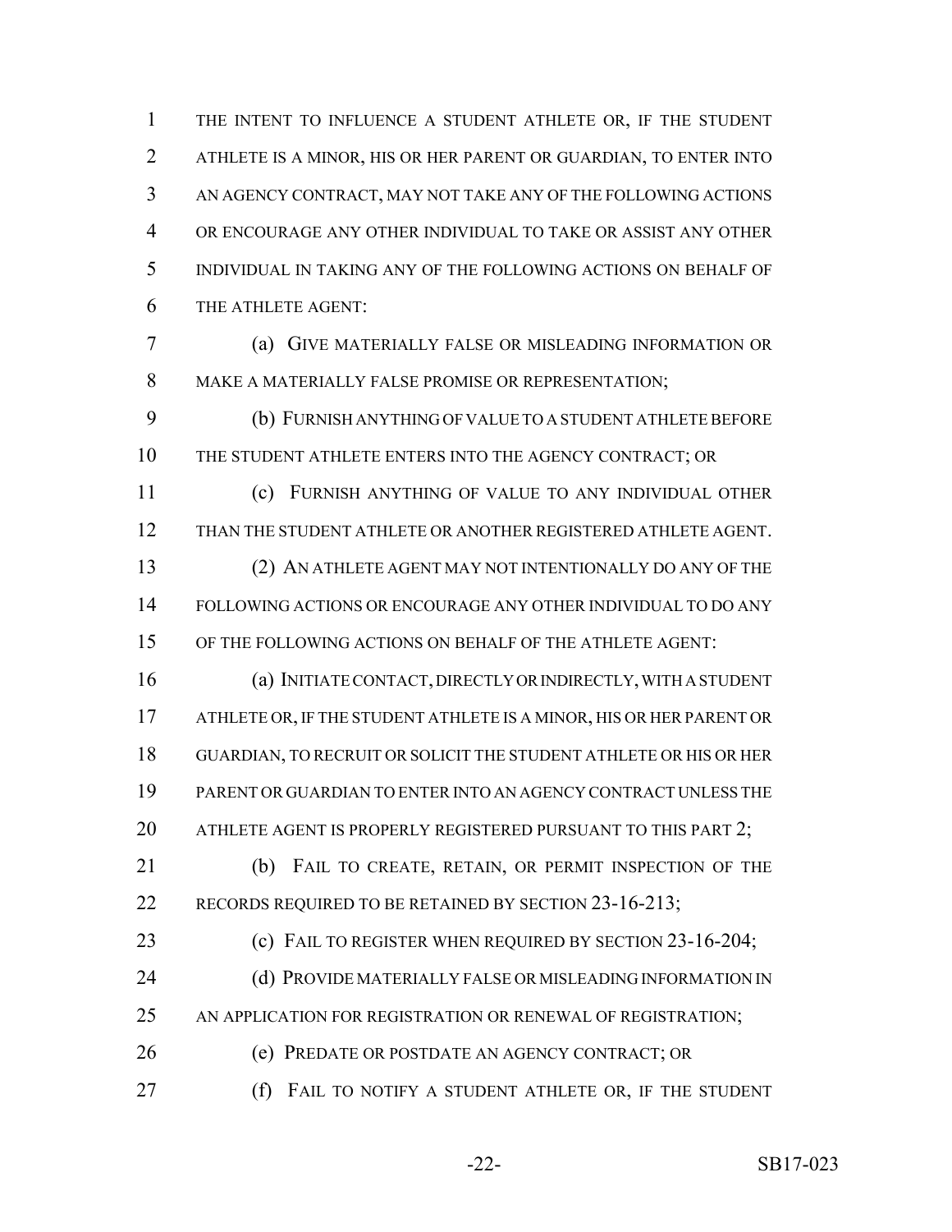THE INTENT TO INFLUENCE A STUDENT ATHLETE OR, IF THE STUDENT ATHLETE IS A MINOR, HIS OR HER PARENT OR GUARDIAN, TO ENTER INTO AN AGENCY CONTRACT, MAY NOT TAKE ANY OF THE FOLLOWING ACTIONS OR ENCOURAGE ANY OTHER INDIVIDUAL TO TAKE OR ASSIST ANY OTHER INDIVIDUAL IN TAKING ANY OF THE FOLLOWING ACTIONS ON BEHALF OF THE ATHLETE AGENT:

(a) GIVE MATERIALLY FALSE OR MISLEADING INFORMATION OR MAKE A MATERIALLY FALSE PROMISE OR REPRESENTATION;

(b) FURNISH ANYTHING OF VALUE TO A STUDENT ATHLETE BEFORE THE STUDENT ATHLETE ENTERS INTO THE AGENCY CONTRACT; OR

(c) FURNISH ANYTHING OF VALUE TO ANY INDIVIDUAL OTHER THAN THE STUDENT ATHLETE OR ANOTHER REGISTERED ATHLETE AGENT.

(2) AN ATHLETE AGENT MAY NOT INTENTIONALLY DO ANY OF THE FOLLOWING ACTIONS OR ENCOURAGE ANY OTHER INDIVIDUAL TO DO ANY OF THE FOLLOWING ACTIONS ON BEHALF OF THE ATHLETE AGENT:

(a) INITIATE CONTACT, DIRECTLY OR INDIRECTLY, WITH A STUDENT ATHLETE OR, IF THE STUDENT ATHLETE IS A MINOR, HIS OR HER PARENT OR GUARDIAN, TO RECRUIT OR SOLICIT THE STUDENT ATHLETE OR HIS OR HER PARENT OR GUARDIAN TO ENTER INTO AN AGENCY CONTRACT UNLESS THE ATHLETE AGENT IS PROPERLY REGISTERED PURSUANT TO THIS PART 2;

(b) FAIL TO CREATE, RETAIN, OR PERMIT INSPECTION OF THE RECORDS REQUIRED TO BE RETAINED BY SECTION 23-16-213;

(c) FAIL TO REGISTER WHEN REQUIRED BY SECTION 23-16-204;

(d) PROVIDE MATERIALLY FALSE OR MISLEADING INFORMATION IN AN APPLICATION FOR REGISTRATION OR RENEWAL OF REGISTRATION;

(e) PREDATE OR POSTDATE AN AGENCY CONTRACT; OR

(f) FAIL TO NOTIFY A STUDENT ATHLETE OR, IF THE STUDENT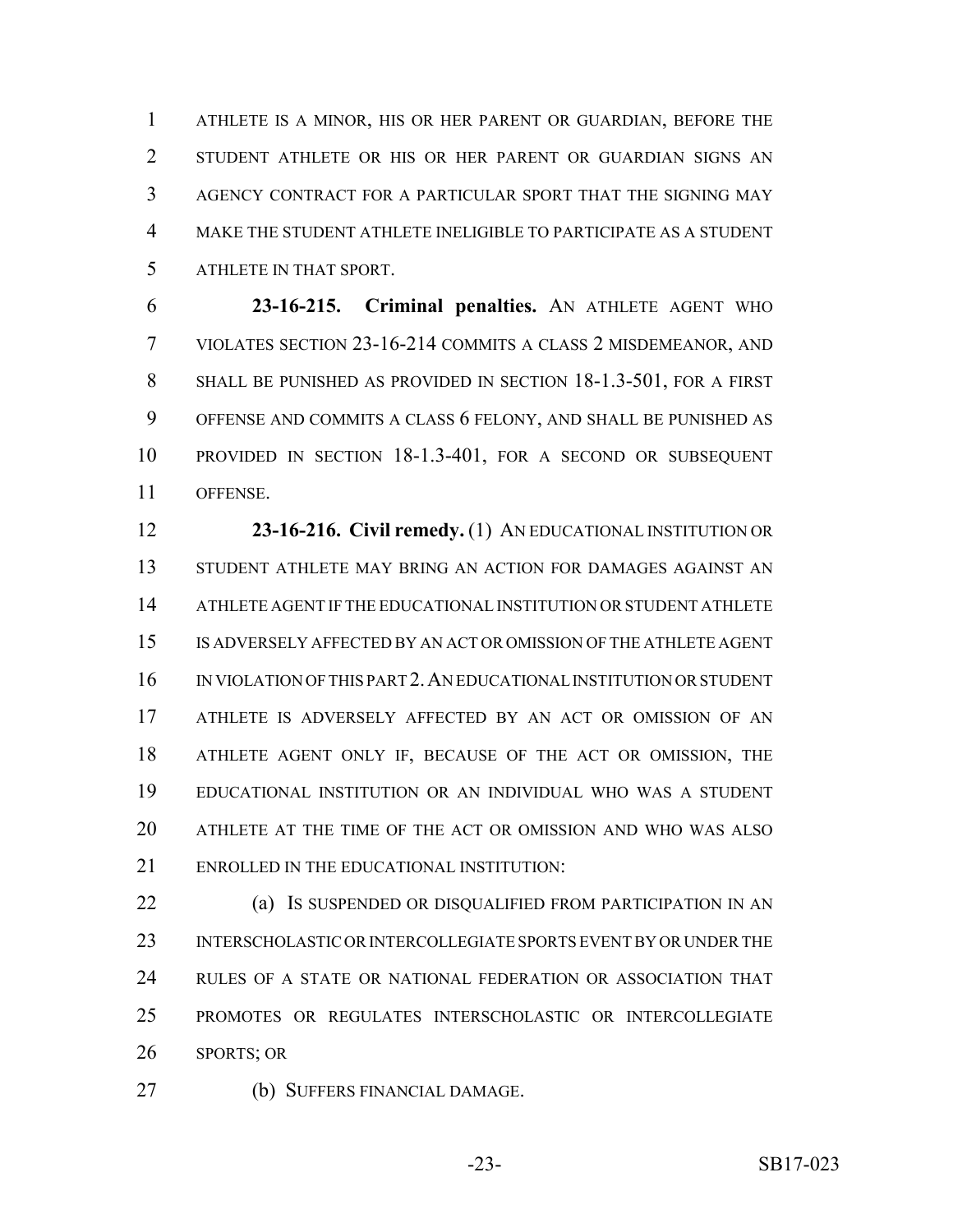ATHLETE IS A MINOR, HIS OR HER PARENT OR GUARDIAN, BEFORE THE STUDENT ATHLETE OR HIS OR HER PARENT OR GUARDIAN SIGNS AN AGENCY CONTRACT FOR A PARTICULAR SPORT THAT THE SIGNING MAY MAKE THE STUDENT ATHLETE INELIGIBLE TO PARTICIPATE AS A STUDENT ATHLETE IN THAT SPORT.

**23-16-215. Criminal penalties.** AN ATHLETE AGENT WHO VIOLATES SECTION 23-16-214 COMMITS A CLASS 2 MISDEMEANOR, AND SHALL BE PUNISHED AS PROVIDED IN SECTION 18-1.3-501, FOR A FIRST OFFENSE AND COMMITS A CLASS 6 FELONY, AND SHALL BE PUNISHED AS PROVIDED IN SECTION 18-1.3-401, FOR A SECOND OR SUBSEQUENT OFFENSE.

**23-16-216. Civil remedy.** (1) AN EDUCATIONAL INSTITUTION OR STUDENT ATHLETE MAY BRING AN ACTION FOR DAMAGES AGAINST AN ATHLETE AGENT IF THE EDUCATIONAL INSTITUTION OR STUDENT ATHLETE IS ADVERSELY AFFECTED BY AN ACT OR OMISSION OF THE ATHLETE AGENT IN VIOLATION OF THIS PART 2. AN EDUCATIONAL INSTITUTION OR STUDENT ATHLETE IS ADVERSELY AFFECTED BY AN ACT OR OMISSION OF AN ATHLETE AGENT ONLY IF, BECAUSE OF THE ACT OR OMISSION, THE EDUCATIONAL INSTITUTION OR AN INDIVIDUAL WHO WAS A STUDENT ATHLETE AT THE TIME OF THE ACT OR OMISSION AND WHO WAS ALSO ENROLLED IN THE EDUCATIONAL INSTITUTION:

(a) IS SUSPENDED OR DISQUALIFIED FROM PARTICIPATION IN AN INTERSCHOLASTIC OR INTERCOLLEGIATE SPORTS EVENT BY OR UNDER THE RULES OF A STATE OR NATIONAL FEDERATION OR ASSOCIATION THAT PROMOTES OR REGULATES INTERSCHOLASTIC OR INTERCOLLEGIATE SPORTS; OR

(b) SUFFERS FINANCIAL DAMAGE.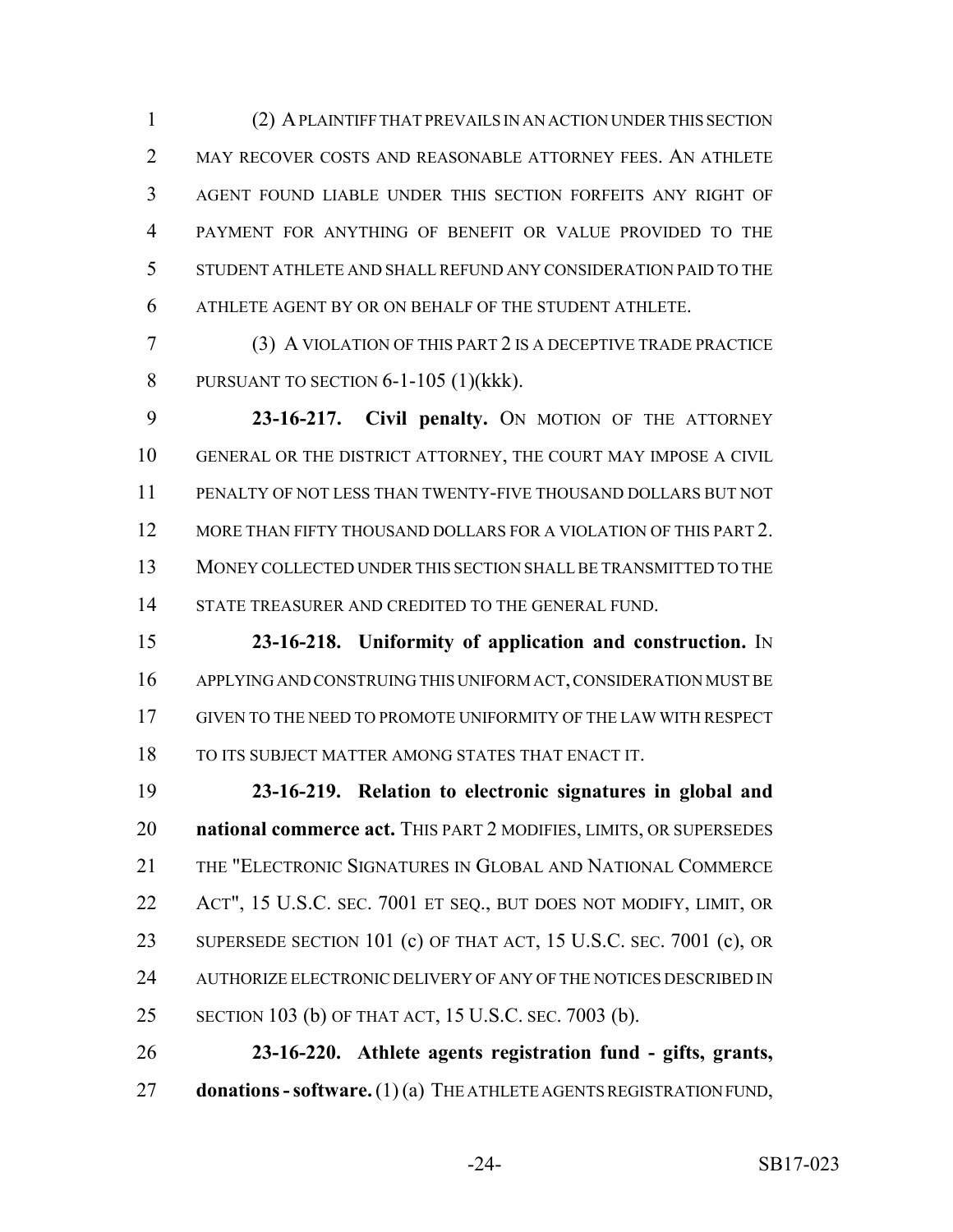(2) A PLAINTIFF THAT PREVAILS IN AN ACTION UNDER THIS SECTION MAY RECOVER COSTS AND REASONABLE ATTORNEY FEES. AN ATHLETE AGENT FOUND LIABLE UNDER THIS SECTION FORFEITS ANY RIGHT OF PAYMENT FOR ANYTHING OF BENEFIT OR VALUE PROVIDED TO THE STUDENT ATHLETE AND SHALL REFUND ANY CONSIDERATION PAID TO THE ATHLETE AGENT BY OR ON BEHALF OF THE STUDENT ATHLETE.

(3) A VIOLATION OF THIS PART 2 IS A DECEPTIVE TRADE PRACTICE PURSUANT TO SECTION 6-1-105 (1)(kkk).

**23-16-217. Civil penalty.** ON MOTION OF THE ATTORNEY GENERAL OR THE DISTRICT ATTORNEY, THE COURT MAY IMPOSE A CIVIL PENALTY OF NOT LESS THAN TWENTY-FIVE THOUSAND DOLLARS BUT NOT MORE THAN FIFTY THOUSAND DOLLARS FOR A VIOLATION OF THIS PART 2. MONEY COLLECTED UNDER THIS SECTION SHALL BE TRANSMITTED TO THE STATE TREASURER AND CREDITED TO THE GENERAL FUND.

**23-16-218. Uniformity of application and construction.** IN APPLYING AND CONSTRUING THIS UNIFORM ACT, CONSIDERATION MUST BE GIVEN TO THE NEED TO PROMOTE UNIFORMITY OF THE LAW WITH RESPECT TO ITS SUBJECT MATTER AMONG STATES THAT ENACT IT.

**23-16-219. Relation to electronic signatures in global and national commerce act.** THIS PART 2 MODIFIES, LIMITS, OR SUPERSEDES THE "ELECTRONIC SIGNATURES IN GLOBAL AND NATIONAL COMMERCE ACT", 15 U.S.C. SEC. 7001 ET SEQ., BUT DOES NOT MODIFY, LIMIT, OR SUPERSEDE SECTION 101 (c) OF THAT ACT, 15 U.S.C. SEC. 7001 (c), OR AUTHORIZE ELECTRONIC DELIVERY OF ANY OF THE NOTICES DESCRIBED IN SECTION 103 (b) OF THAT ACT, 15 U.S.C. SEC. 7003 (b).

**23-16-220. Athlete agents registration fund - gifts, grants, donations - software.** (1) (a) THE ATHLETE AGENTS REGISTRATION FUND,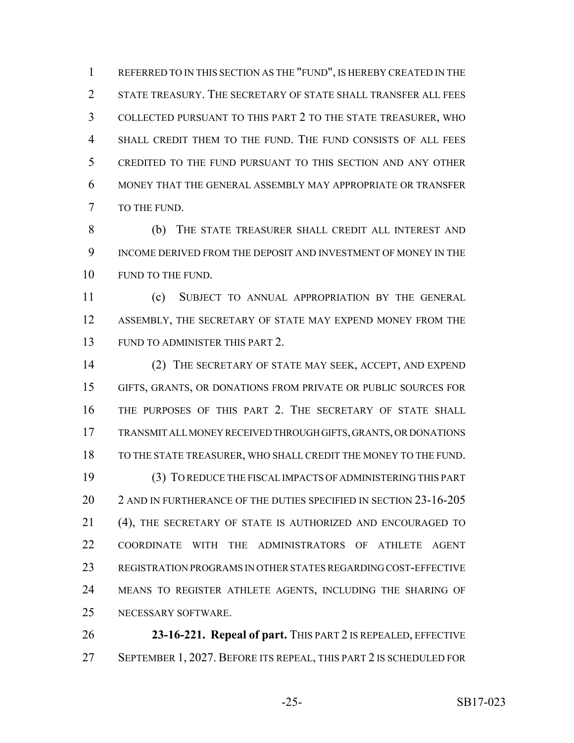REFERRED TO IN THIS SECTION AS THE "FUND", IS HEREBY CREATED IN THE STATE TREASURY. THE SECRETARY OF STATE SHALL TRANSFER ALL FEES COLLECTED PURSUANT TO THIS PART 2 TO THE STATE TREASURER, WHO SHALL CREDIT THEM TO THE FUND. THE FUND CONSISTS OF ALL FEES CREDITED TO THE FUND PURSUANT TO THIS SECTION AND ANY OTHER MONEY THAT THE GENERAL ASSEMBLY MAY APPROPRIATE OR TRANSFER TO THE FUND.

(b) THE STATE TREASURER SHALL CREDIT ALL INTEREST AND INCOME DERIVED FROM THE DEPOSIT AND INVESTMENT OF MONEY IN THE FUND TO THE FUND.

(c) SUBJECT TO ANNUAL APPROPRIATION BY THE GENERAL ASSEMBLY, THE SECRETARY OF STATE MAY EXPEND MONEY FROM THE FUND TO ADMINISTER THIS PART 2.

(2) THE SECRETARY OF STATE MAY SEEK, ACCEPT, AND EXPEND GIFTS, GRANTS, OR DONATIONS FROM PRIVATE OR PUBLIC SOURCES FOR THE PURPOSES OF THIS PART 2. THE SECRETARY OF STATE SHALL TRANSMIT ALL MONEY RECEIVED THROUGH GIFTS, GRANTS, OR DONATIONS TO THE STATE TREASURER, WHO SHALL CREDIT THE MONEY TO THE FUND.

(3) TO REDUCE THE FISCAL IMPACTS OF ADMINISTERING THIS PART 2 AND IN FURTHERANCE OF THE DUTIES SPECIFIED IN SECTION 23-16-205 (4), THE SECRETARY OF STATE IS AUTHORIZED AND ENCOURAGED TO COORDINATE WITH THE ADMINISTRATORS OF ATHLETE AGENT REGISTRATION PROGRAMS IN OTHER STATES REGARDING COST-EFFECTIVE MEANS TO REGISTER ATHLETE AGENTS, INCLUDING THE SHARING OF NECESSARY SOFTWARE.

**23-16-221. Repeal of part.** THIS PART 2 IS REPEALED, EFFECTIVE SEPTEMBER 1, 2027. BEFORE ITS REPEAL, THIS PART 2 IS SCHEDULED FOR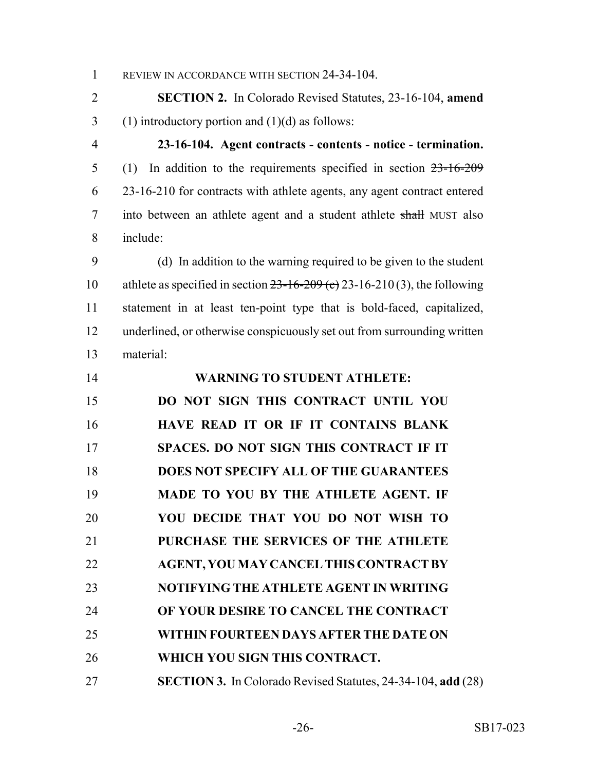REVIEW IN ACCORDANCE WITH SECTION 24-34-104.

**SECTION 2.** In Colorado Revised Statutes, 23-16-104, **amend** (1) introductory portion and (1)(d) as follows:

**23-16-104. Agent contracts - contents - notice - termination.** (1) In addition to the requirements specified in section ~~23-16-209~~ 23-16-210 for contracts with athlete agents, any agent contract entered into between an athlete agent and a student athlete ~~shall~~ MUST also include:

(d) In addition to the warning required to be given to the student athlete as specified in section ~~23-16-209 (c)~~ 23-16-210 (3), the following statement in at least ten-point type that is bold-faced, capitalized, underlined, or otherwise conspicuously set out from surrounding written material:

**WARNING TO STUDENT ATHLETE:**

**DO NOT SIGN THIS CONTRACT UNTIL YOU HAVE READ IT OR IF IT CONTAINS BLANK SPACES. DO NOT SIGN THIS CONTRACT IF IT DOES NOT SPECIFY ALL OF THE GUARANTEES MADE TO YOU BY THE ATHLETE AGENT. IF YOU DECIDE THAT YOU DO NOT WISH TO PURCHASE THE SERVICES OF THE ATHLETE AGENT, YOU MAY CANCEL THIS CONTRACT BY NOTIFYING THE ATHLETE AGENT IN WRITING OF YOUR DESIRE TO CANCEL THE CONTRACT WITHIN FOURTEEN DAYS AFTER THE DATE ON WHICH YOU SIGN THIS CONTRACT.**

**SECTION 3.** In Colorado Revised Statutes, 24-34-104, **add** (28)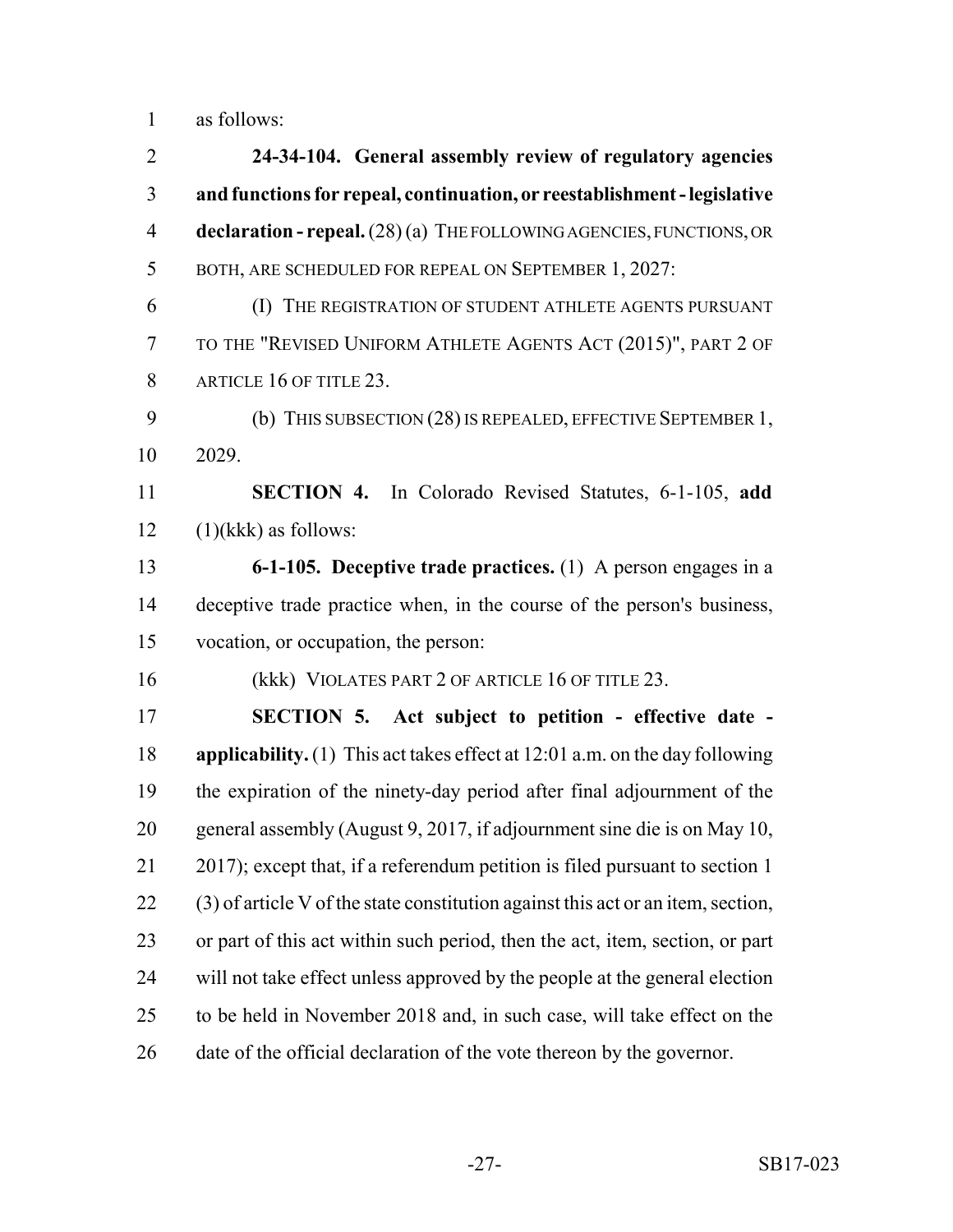as follows:

**24-34-104. General assembly review of regulatory agencies and functions for repeal, continuation, or reestablishment - legislative declaration - repeal.** (28) (a) THE FOLLOWING AGENCIES, FUNCTIONS, OR BOTH, ARE SCHEDULED FOR REPEAL ON SEPTEMBER 1, 2027:

(I) THE REGISTRATION OF STUDENT ATHLETE AGENTS PURSUANT TO THE "REVISED UNIFORM ATHLETE AGENTS ACT (2015)", PART 2 OF ARTICLE 16 OF TITLE 23.

(b) THIS SUBSECTION (28) IS REPEALED, EFFECTIVE SEPTEMBER 1, 2029.

**SECTION 4.** In Colorado Revised Statutes, 6-1-105, **add** (1)(kkk) as follows:

**6-1-105. Deceptive trade practices.** (1) A person engages in a deceptive trade practice when, in the course of the person's business, vocation, or occupation, the person:

(kkk) VIOLATES PART 2 OF ARTICLE 16 OF TITLE 23.

**SECTION 5. Act subject to petition - effective date - applicability.** (1) This act takes effect at 12:01 a.m. on the day following the expiration of the ninety-day period after final adjournment of the general assembly (August 9, 2017, if adjournment sine die is on May 10, 2017); except that, if a referendum petition is filed pursuant to section 1 (3) of article V of the state constitution against this act or an item, section, or part of this act within such period, then the act, item, section, or part will not take effect unless approved by the people at the general election to be held in November 2018 and, in such case, will take effect on the date of the official declaration of the vote thereon by the governor.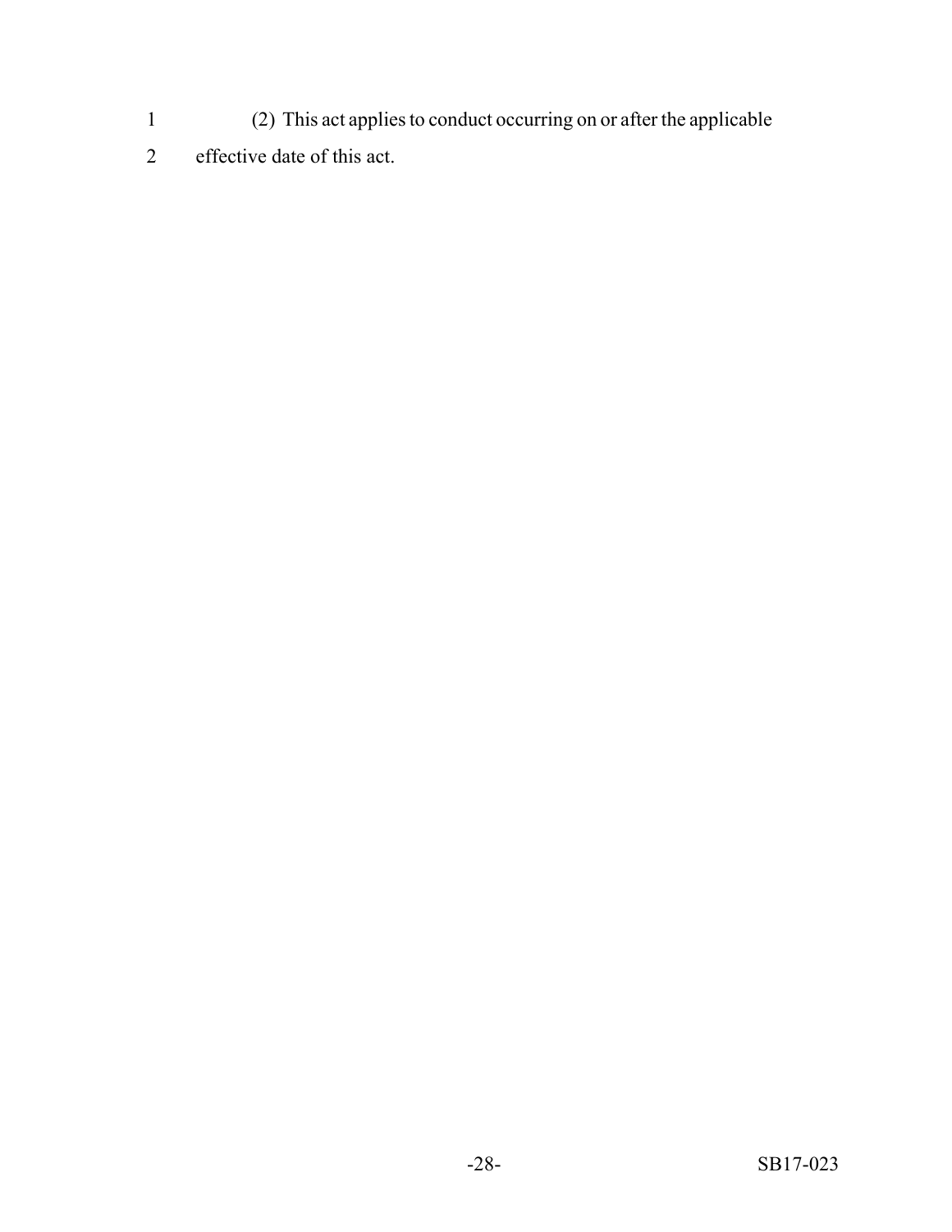(2) This act applies to conduct occurring on or after the applicable effective date of this act.